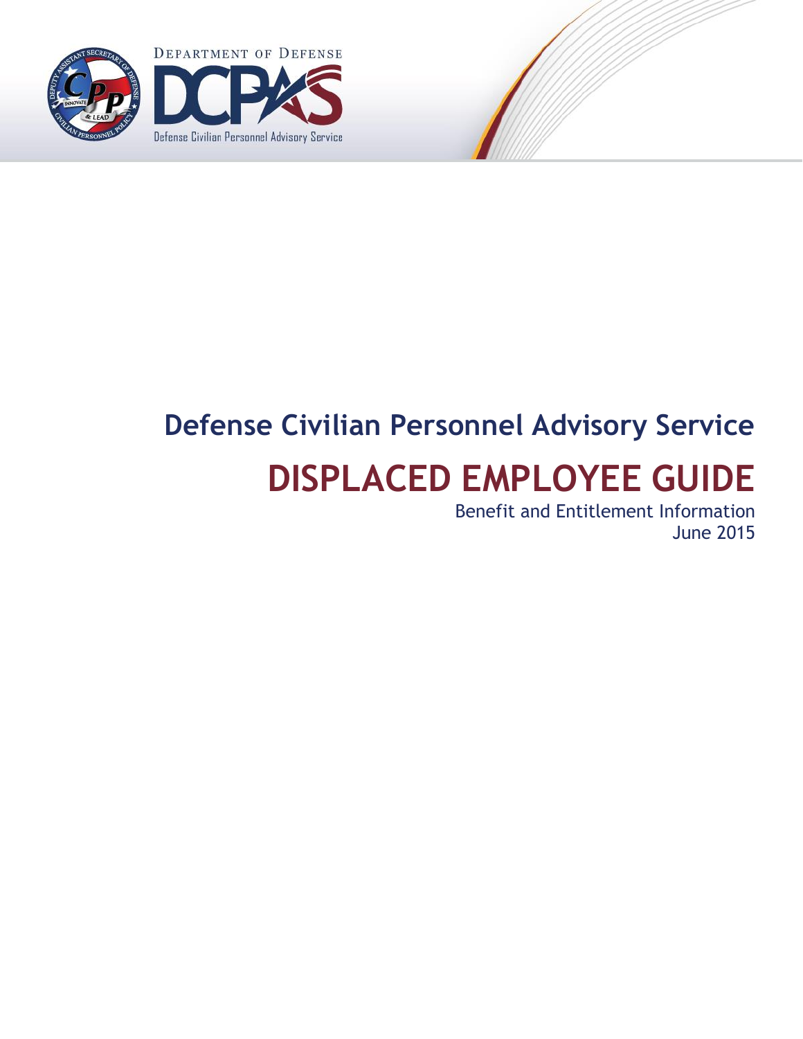Department of Defense

DCPAS

Defense Civilian Personnel Advisory Service

# Defense Civilian Personnel Advisory Service

# DISPLACED EMPLOYEE GUIDE

Benefit and Entitlement Information

June 2015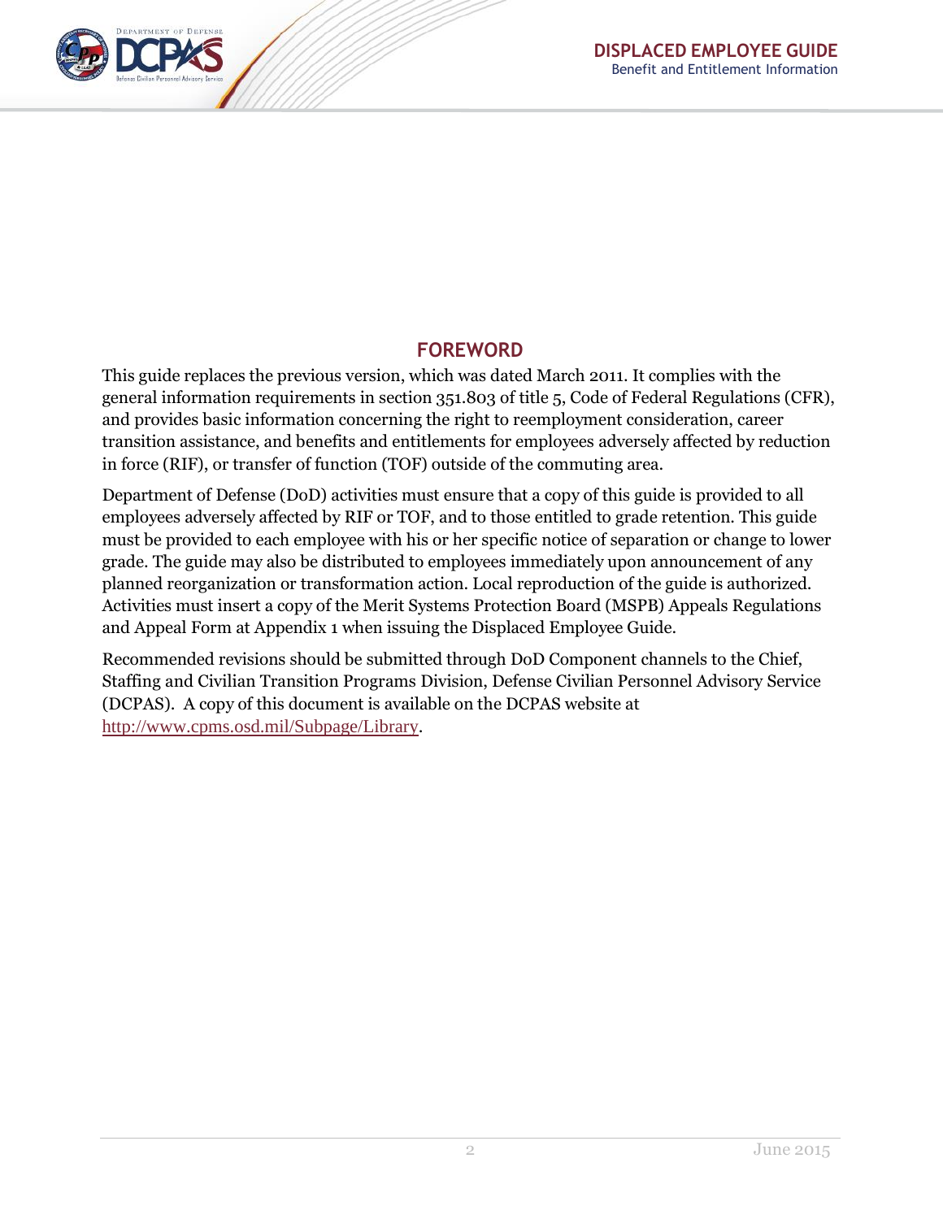## FOREWORD

This guide replaces the previous version, which was dated March 2011. It complies with the general information requirements in section 351.803 of title 5, Code of Federal Regulations (CFR), and provides basic information concerning the right to reemployment consideration, career transition assistance, and benefits and entitlements for employees adversely affected by reduction in force (RIF), or transfer of function (TOF) outside of the commuting area.

Department of Defense (DoD) activities must ensure that a copy of this guide is provided to all employees adversely affected by RIF or TOF, and to those entitled to grade retention. This guide must be provided to each employee with his or her specific notice of separation or change to lower grade. The guide may also be distributed to employees immediately upon announcement of any planned reorganization or transformation action. Local reproduction of the guide is authorized. Activities must insert a copy of the Merit Systems Protection Board (MSPB) Appeals Regulations and Appeal Form at Appendix 1 when issuing the Displaced Employee Guide.

Recommended revisions should be submitted through DoD Component channels to the Chief, Staffing and Civilian Transition Programs Division, Defense Civilian Personnel Advisory Service (DCPAS). A copy of this document is available on the DCPAS website at http://www.cpms.osd.mil/Subpage/Library.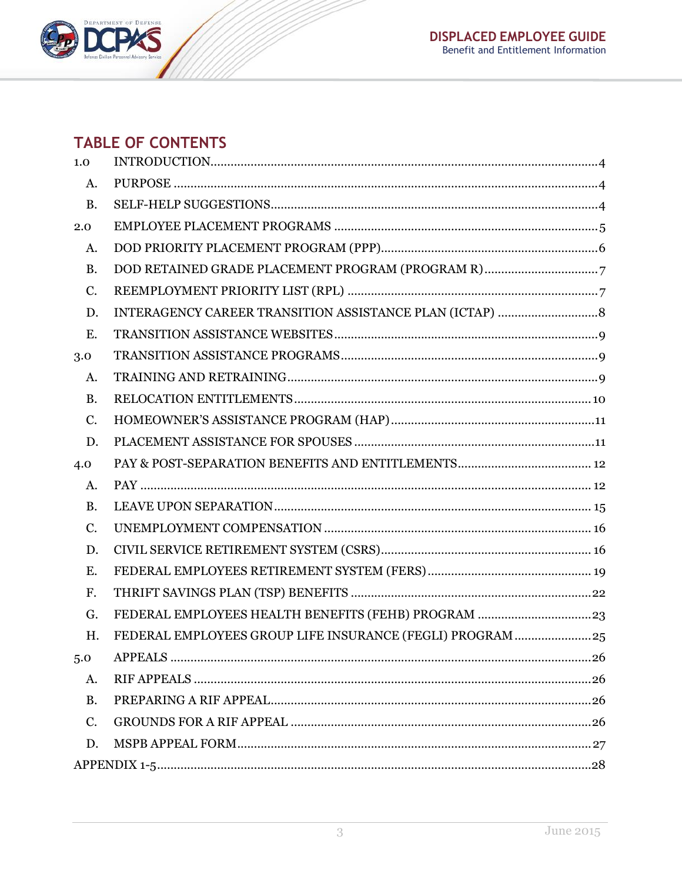# TABLE OF CONTENTS

| | | |
|---|---|---|
| 1.0 | INTRODUCTION | 4 |
| A. | PURPOSE | 4 |
| B. | SELF-HELP SUGGESTIONS | 4 |
| 2.0 | EMPLOYEE PLACEMENT PROGRAMS | 5 |
| A. | DOD PRIORITY PLACEMENT PROGRAM (PPP) | 6 |
| B. | DOD RETAINED GRADE PLACEMENT PROGRAM (PROGRAM R) | 7 |
| C. | REEMPLOYMENT PRIORITY LIST (RPL) | 7 |
| D. | INTERAGENCY CAREER TRANSITION ASSISTANCE PLAN (ICTAP) | 8 |
| E. | TRANSITION ASSISTANCE WEBSITES | 9 |
| 3.0 | TRANSITION ASSISTANCE PROGRAMS | 9 |
| A. | TRAINING AND RETRAINING | 9 |
| B. | RELOCATION ENTITLEMENTS | 10 |
| C. | HOMEOWNER'S ASSISTANCE PROGRAM (HAP) | 11 |
| D. | PLACEMENT ASSISTANCE FOR SPOUSES | 11 |
| 4.0 | PAY & POST-SEPARATION BENEFITS AND ENTITLEMENTS | 12 |
| A. | PAY | 12 |
| B. | LEAVE UPON SEPARATION | 15 |
| C. | UNEMPLOYMENT COMPENSATION | 16 |
| D. | CIVIL SERVICE RETIREMENT SYSTEM (CSRS) | 16 |
| E. | FEDERAL EMPLOYEES RETIREMENT SYSTEM (FERS) | 19 |
| F. | THRIFT SAVINGS PLAN (TSP) BENEFITS | 22 |
| G. | FEDERAL EMPLOYEES HEALTH BENEFITS (FEHB) PROGRAM | 23 |
| H. | FEDERAL EMPLOYEES GROUP LIFE INSURANCE (FEGLI) PROGRAM | 25 |
| 5.0 | APPEALS | 26 |
| A. | RIF APPEALS | 26 |
| B. | PREPARING A RIF APPEAL | 26 |
| C. | GROUNDS FOR A RIF APPEAL | 26 |
| D. | MSPB APPEAL FORM | 27 |
| APPENDIX 1-5 | | 28 |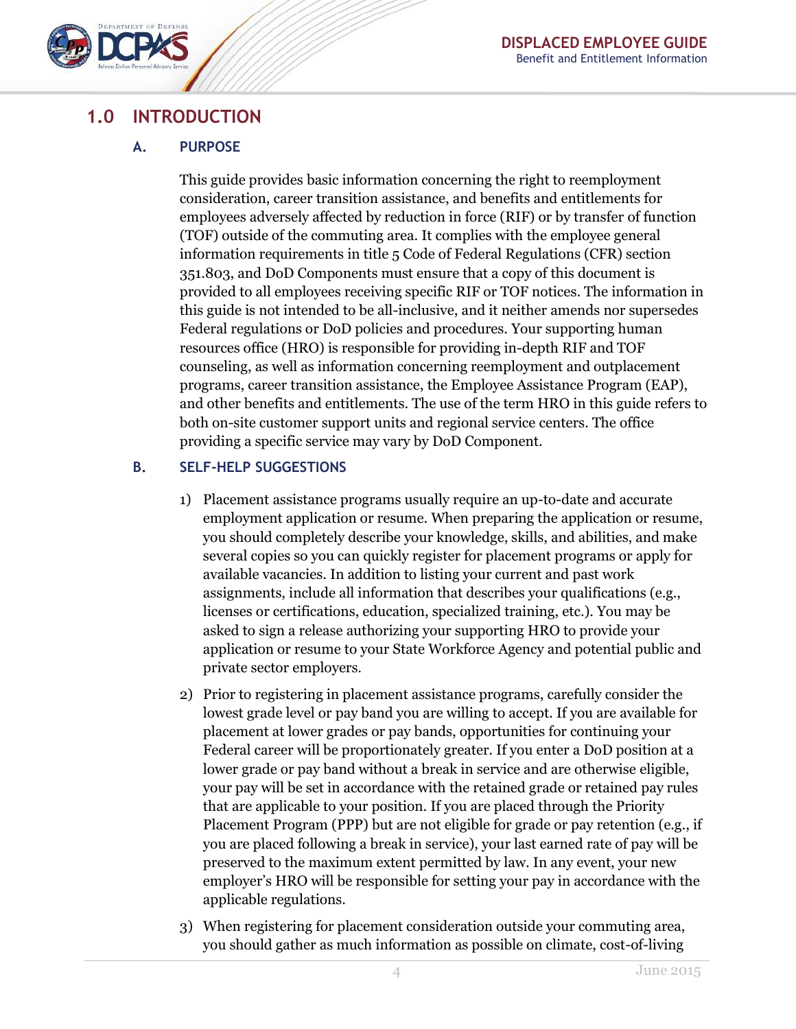## 1.0 INTRODUCTION

### A. PURPOSE

This guide provides basic information concerning the right to reemployment consideration, career transition assistance, and benefits and entitlements for employees adversely affected by reduction in force (RIF) or by transfer of function (TOF) outside of the commuting area. It complies with the employee general information requirements in title 5 Code of Federal Regulations (CFR) section 351.803, and DoD Components must ensure that a copy of this document is provided to all employees receiving specific RIF or TOF notices. The information in this guide is not intended to be all-inclusive, and it neither amends nor supersedes Federal regulations or DoD policies and procedures. Your supporting human resources office (HRO) is responsible for providing in-depth RIF and TOF counseling, as well as information concerning reemployment and outplacement programs, career transition assistance, the Employee Assistance Program (EAP), and other benefits and entitlements. The use of the term HRO in this guide refers to both on-site customer support units and regional service centers. The office providing a specific service may vary by DoD Component.

### B. SELF-HELP SUGGESTIONS

1) Placement assistance programs usually require an up-to-date and accurate employment application or resume. When preparing the application or resume, you should completely describe your knowledge, skills, and abilities, and make several copies so you can quickly register for placement programs or apply for available vacancies. In addition to listing your current and past work assignments, include all information that describes your qualifications (e.g., licenses or certifications, education, specialized training, etc.). You may be asked to sign a release authorizing your supporting HRO to provide your application or resume to your State Workforce Agency and potential public and private sector employers.

2) Prior to registering in placement assistance programs, carefully consider the lowest grade level or pay band you are willing to accept. If you are available for placement at lower grades or pay bands, opportunities for continuing your Federal career will be proportionately greater. If you enter a DoD position at a lower grade or pay band without a break in service and are otherwise eligible, your pay will be set in accordance with the retained grade or retained pay rules that are applicable to your position. If you are placed through the Priority Placement Program (PPP) but are not eligible for grade or pay retention (e.g., if you are placed following a break in service), your last earned rate of pay will be preserved to the maximum extent permitted by law. In any event, your new employer's HRO will be responsible for setting your pay in accordance with the applicable regulations.

3) When registering for placement consideration outside your commuting area, you should gather as much information as possible on climate, cost-of-living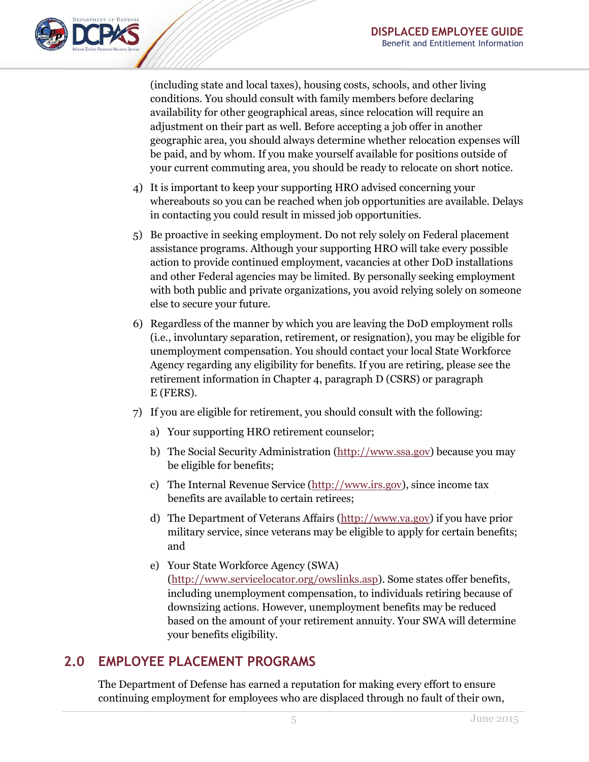(including state and local taxes), housing costs, schools, and other living conditions. You should consult with family members before declaring availability for other geographical areas, since relocation will require an adjustment on their part as well. Before accepting a job offer in another geographic area, you should always determine whether relocation expenses will be paid, and by whom. If you make yourself available for positions outside of your current commuting area, you should be ready to relocate on short notice.

4) It is important to keep your supporting HRO advised concerning your whereabouts so you can be reached when job opportunities are available. Delays in contacting you could result in missed job opportunities.

5) Be proactive in seeking employment. Do not rely solely on Federal placement assistance programs. Although your supporting HRO will take every possible action to provide continued employment, vacancies at other DoD installations and other Federal agencies may be limited. By personally seeking employment with both public and private organizations, you avoid relying solely on someone else to secure your future.

6) Regardless of the manner by which you are leaving the DoD employment rolls (i.e., involuntary separation, retirement, or resignation), you may be eligible for unemployment compensation. You should contact your local State Workforce Agency regarding any eligibility for benefits. If you are retiring, please see the retirement information in Chapter 4, paragraph D (CSRS) or paragraph E (FERS).

7) If you are eligible for retirement, you should consult with the following:

   a) Your supporting HRO retirement counselor;

   b) The Social Security Administration (http://www.ssa.gov) because you may be eligible for benefits;

   c) The Internal Revenue Service (http://www.irs.gov), since income tax benefits are available to certain retirees;

   d) The Department of Veterans Affairs (http://www.va.gov) if you have prior military service, since veterans may be eligible to apply for certain benefits; and

   e) Your State Workforce Agency (SWA) (http://www.servicelocator.org/owslinks.asp). Some states offer benefits, including unemployment compensation, to individuals retiring because of downsizing actions. However, unemployment benefits may be reduced based on the amount of your retirement annuity. Your SWA will determine your benefits eligibility.

## 2.0 EMPLOYEE PLACEMENT PROGRAMS

The Department of Defense has earned a reputation for making every effort to ensure continuing employment for employees who are displaced through no fault of their own,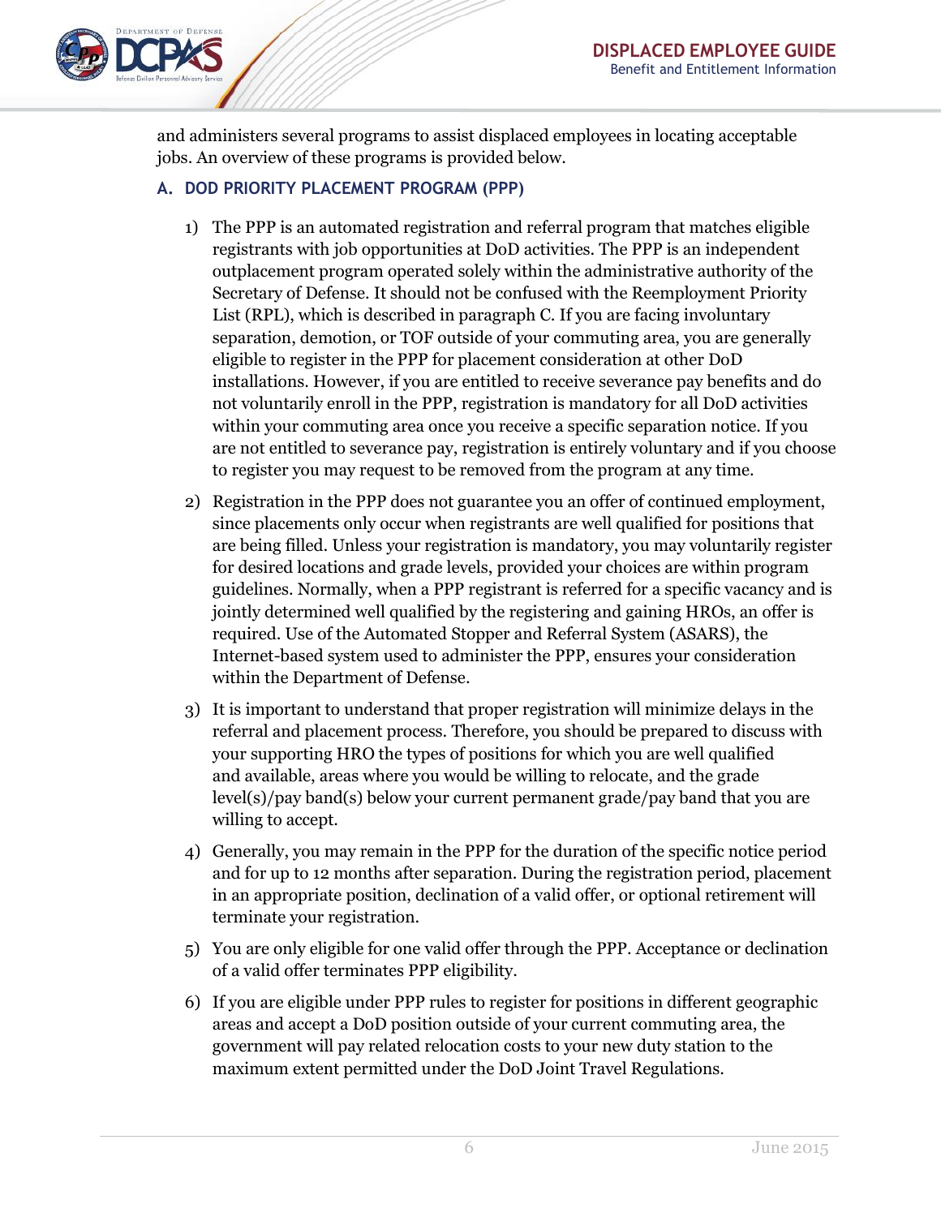and administers several programs to assist displaced employees in locating acceptable jobs. An overview of these programs is provided below.

### A. DOD PRIORITY PLACEMENT PROGRAM (PPP)

1) The PPP is an automated registration and referral program that matches eligible registrants with job opportunities at DoD activities. The PPP is an independent outplacement program operated solely within the administrative authority of the Secretary of Defense. It should not be confused with the Reemployment Priority List (RPL), which is described in paragraph C. If you are facing involuntary separation, demotion, or TOF outside of your commuting area, you are generally eligible to register in the PPP for placement consideration at other DoD installations. However, if you are entitled to receive severance pay benefits and do not voluntarily enroll in the PPP, registration is mandatory for all DoD activities within your commuting area once you receive a specific separation notice. If you are not entitled to severance pay, registration is entirely voluntary and if you choose to register you may request to be removed from the program at any time.

2) Registration in the PPP does not guarantee you an offer of continued employment, since placements only occur when registrants are well qualified for positions that are being filled. Unless your registration is mandatory, you may voluntarily register for desired locations and grade levels, provided your choices are within program guidelines. Normally, when a PPP registrant is referred for a specific vacancy and is jointly determined well qualified by the registering and gaining HROs, an offer is required. Use of the Automated Stopper and Referral System (ASARS), the Internet-based system used to administer the PPP, ensures your consideration within the Department of Defense.

3) It is important to understand that proper registration will minimize delays in the referral and placement process. Therefore, you should be prepared to discuss with your supporting HRO the types of positions for which you are well qualified and available, areas where you would be willing to relocate, and the grade level(s)/pay band(s) below your current permanent grade/pay band that you are willing to accept.

4) Generally, you may remain in the PPP for the duration of the specific notice period and for up to 12 months after separation. During the registration period, placement in an appropriate position, declination of a valid offer, or optional retirement will terminate your registration.

5) You are only eligible for one valid offer through the PPP. Acceptance or declination of a valid offer terminates PPP eligibility.

6) If you are eligible under PPP rules to register for positions in different geographic areas and accept a DoD position outside of your current commuting area, the government will pay related relocation costs to your new duty station to the maximum extent permitted under the DoD Joint Travel Regulations.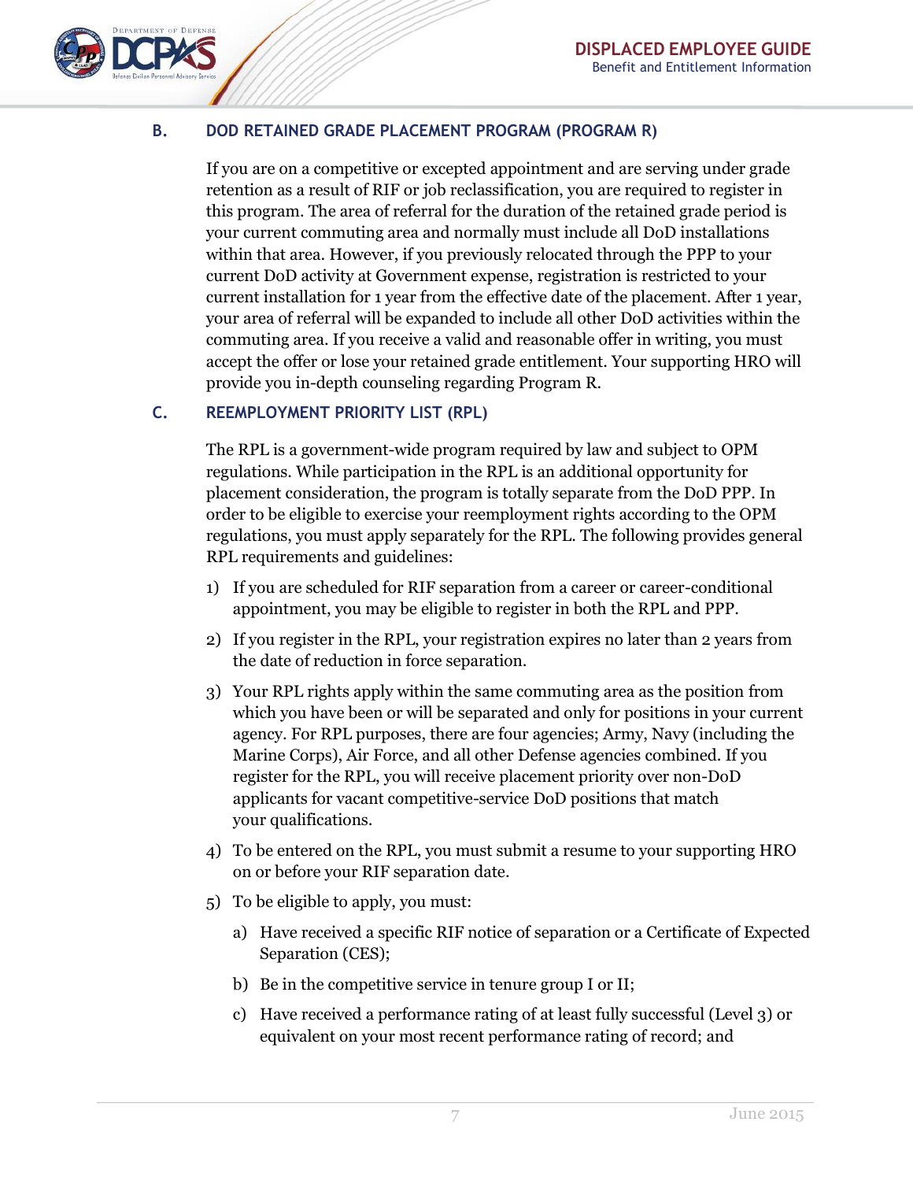## B. DOD RETAINED GRADE PLACEMENT PROGRAM (PROGRAM R)

If you are on a competitive or excepted appointment and are serving under grade retention as a result of RIF or job reclassification, you are required to register in this program. The area of referral for the duration of the retained grade period is your current commuting area and normally must include all DoD installations within that area. However, if you previously relocated through the PPP to your current DoD activity at Government expense, registration is restricted to your current installation for 1 year from the effective date of the placement. After 1 year, your area of referral will be expanded to include all other DoD activities within the commuting area. If you receive a valid and reasonable offer in writing, you must accept the offer or lose your retained grade entitlement. Your supporting HRO will provide you in-depth counseling regarding Program R.

## C. REEMPLOYMENT PRIORITY LIST (RPL)

The RPL is a government-wide program required by law and subject to OPM regulations. While participation in the RPL is an additional opportunity for placement consideration, the program is totally separate from the DoD PPP. In order to be eligible to exercise your reemployment rights according to the OPM regulations, you must apply separately for the RPL. The following provides general RPL requirements and guidelines:

1) If you are scheduled for RIF separation from a career or career-conditional appointment, you may be eligible to register in both the RPL and PPP.
2) If you register in the RPL, your registration expires no later than 2 years from the date of reduction in force separation.
3) Your RPL rights apply within the same commuting area as the position from which you have been or will be separated and only for positions in your current agency. For RPL purposes, there are four agencies; Army, Navy (including the Marine Corps), Air Force, and all other Defense agencies combined. If you register for the RPL, you will receive placement priority over non-DoD applicants for vacant competitive-service DoD positions that match your qualifications.
4) To be entered on the RPL, you must submit a resume to your supporting HRO on or before your RIF separation date.
5) To be eligible to apply, you must:
    a) Have received a specific RIF notice of separation or a Certificate of Expected Separation (CES);
    b) Be in the competitive service in tenure group I or II;
    c) Have received a performance rating of at least fully successful (Level 3) or equivalent on your most recent performance rating of record; and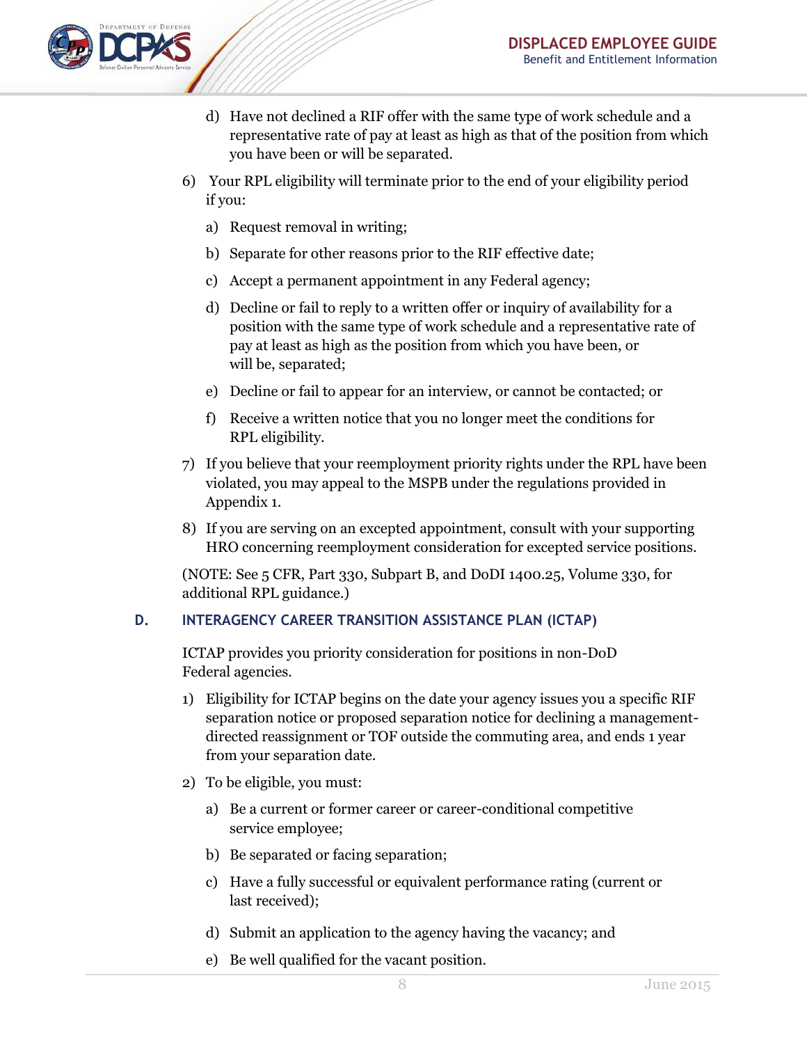d) Have not declined a RIF offer with the same type of work schedule and a representative rate of pay at least as high as that of the position from which you have been or will be separated.

6) Your RPL eligibility will terminate prior to the end of your eligibility period if you:

   a) Request removal in writing;

   b) Separate for other reasons prior to the RIF effective date;

   c) Accept a permanent appointment in any Federal agency;

   d) Decline or fail to reply to a written offer or inquiry of availability for a position with the same type of work schedule and a representative rate of pay at least as high as the position from which you have been, or will be, separated;

   e) Decline or fail to appear for an interview, or cannot be contacted; or

   f) Receive a written notice that you no longer meet the conditions for RPL eligibility.

7) If you believe that your reemployment priority rights under the RPL have been violated, you may appeal to the MSPB under the regulations provided in Appendix 1.

8) If you are serving on an excepted appointment, consult with your supporting HRO concerning reemployment consideration for excepted service positions.

(NOTE: See 5 CFR, Part 330, Subpart B, and DoDI 1400.25, Volume 330, for additional RPL guidance.)

## D. INTERAGENCY CAREER TRANSITION ASSISTANCE PLAN (ICTAP)

ICTAP provides you priority consideration for positions in non-DoD Federal agencies.

1) Eligibility for ICTAP begins on the date your agency issues you a specific RIF separation notice or proposed separation notice for declining a management-directed reassignment or TOF outside the commuting area, and ends 1 year from your separation date.

2) To be eligible, you must:

   a) Be a current or former career or career-conditional competitive service employee;

   b) Be separated or facing separation;

   c) Have a fully successful or equivalent performance rating (current or last received);

   d) Submit an application to the agency having the vacancy; and

   e) Be well qualified for the vacant position.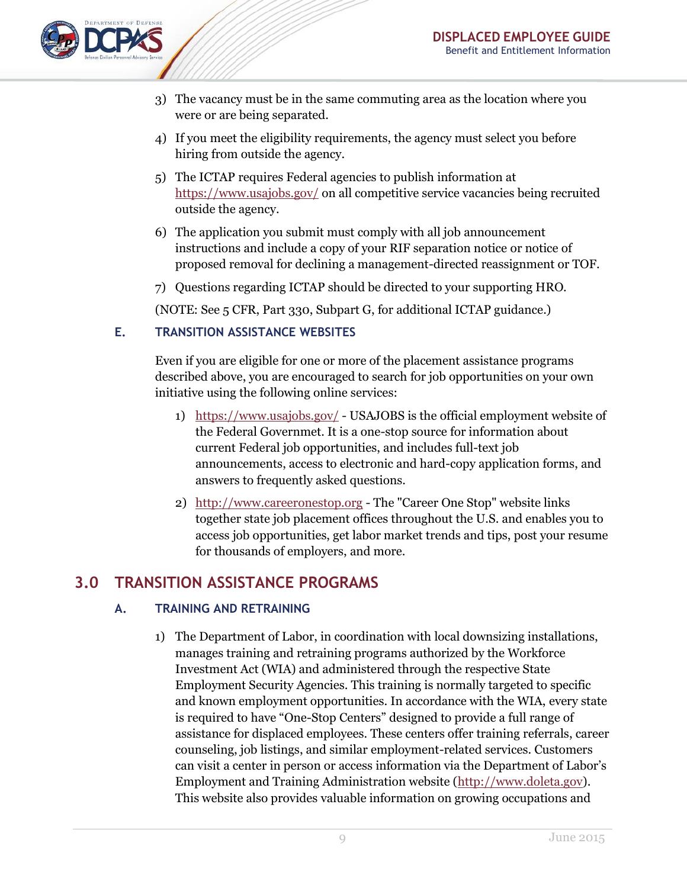3) The vacancy must be in the same commuting area as the location where you were or are being separated.

4) If you meet the eligibility requirements, the agency must select you before hiring from outside the agency.

5) The ICTAP requires Federal agencies to publish information at https://www.usajobs.gov/ on all competitive service vacancies being recruited outside the agency.

6) The application you submit must comply with all job announcement instructions and include a copy of your RIF separation notice or notice of proposed removal for declining a management-directed reassignment or TOF.

7) Questions regarding ICTAP should be directed to your supporting HRO.

(NOTE: See 5 CFR, Part 330, Subpart G, for additional ICTAP guidance.)

### E. TRANSITION ASSISTANCE WEBSITES

Even if you are eligible for one or more of the placement assistance programs described above, you are encouraged to search for job opportunities on your own initiative using the following online services:

1) https://www.usajobs.gov/ - USAJOBS is the official employment website of the Federal Governmet. It is a one-stop source for information about current Federal job opportunities, and includes full-text job announcements, access to electronic and hard-copy application forms, and answers to frequently asked questions.

2) http://www.careeronestop.org - The "Career One Stop" website links together state job placement offices throughout the U.S. and enables you to access job opportunities, get labor market trends and tips, post your resume for thousands of employers, and more.

## 3.0 TRANSITION ASSISTANCE PROGRAMS

### A. TRAINING AND RETRAINING

1) The Department of Labor, in coordination with local downsizing installations, manages training and retraining programs authorized by the Workforce Investment Act (WIA) and administered through the respective State Employment Security Agencies. This training is normally targeted to specific and known employment opportunities. In accordance with the WIA, every state is required to have "One-Stop Centers" designed to provide a full range of assistance for displaced employees. These centers offer training referrals, career counseling, job listings, and similar employment-related services. Customers can visit a center in person or access information via the Department of Labor's Employment and Training Administration website (http://www.doleta.gov). This website also provides valuable information on growing occupations and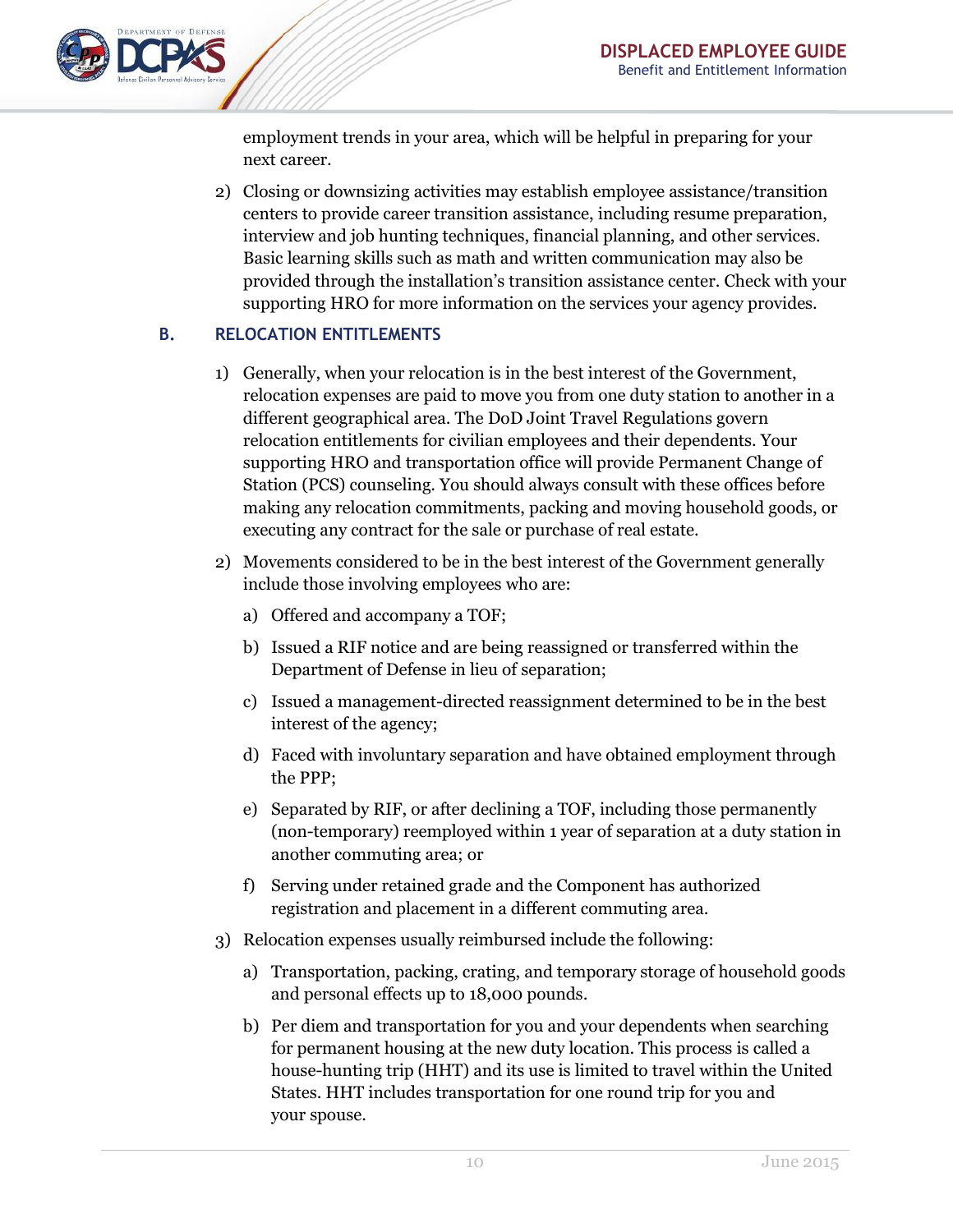employment trends in your area, which will be helpful in preparing for your next career.

2) Closing or downsizing activities may establish employee assistance/transition centers to provide career transition assistance, including resume preparation, interview and job hunting techniques, financial planning, and other services. Basic learning skills such as math and written communication may also be provided through the installation's transition assistance center. Check with your supporting HRO for more information on the services your agency provides.

## B. RELOCATION ENTITLEMENTS

1) Generally, when your relocation is in the best interest of the Government, relocation expenses are paid to move you from one duty station to another in a different geographical area. The DoD Joint Travel Regulations govern relocation entitlements for civilian employees and their dependents. Your supporting HRO and transportation office will provide Permanent Change of Station (PCS) counseling. You should always consult with these offices before making any relocation commitments, packing and moving household goods, or executing any contract for the sale or purchase of real estate.

2) Movements considered to be in the best interest of the Government generally include those involving employees who are:

   a) Offered and accompany a TOF;

   b) Issued a RIF notice and are being reassigned or transferred within the Department of Defense in lieu of separation;

   c) Issued a management-directed reassignment determined to be in the best interest of the agency;

   d) Faced with involuntary separation and have obtained employment through the PPP;

   e) Separated by RIF, or after declining a TOF, including those permanently (non-temporary) reemployed within 1 year of separation at a duty station in another commuting area; or

   f) Serving under retained grade and the Component has authorized registration and placement in a different commuting area.

3) Relocation expenses usually reimbursed include the following:

   a) Transportation, packing, crating, and temporary storage of household goods and personal effects up to 18,000 pounds.

   b) Per diem and transportation for you and your dependents when searching for permanent housing at the new duty location. This process is called a house-hunting trip (HHT) and its use is limited to travel within the United States. HHT includes transportation for one round trip for you and your spouse.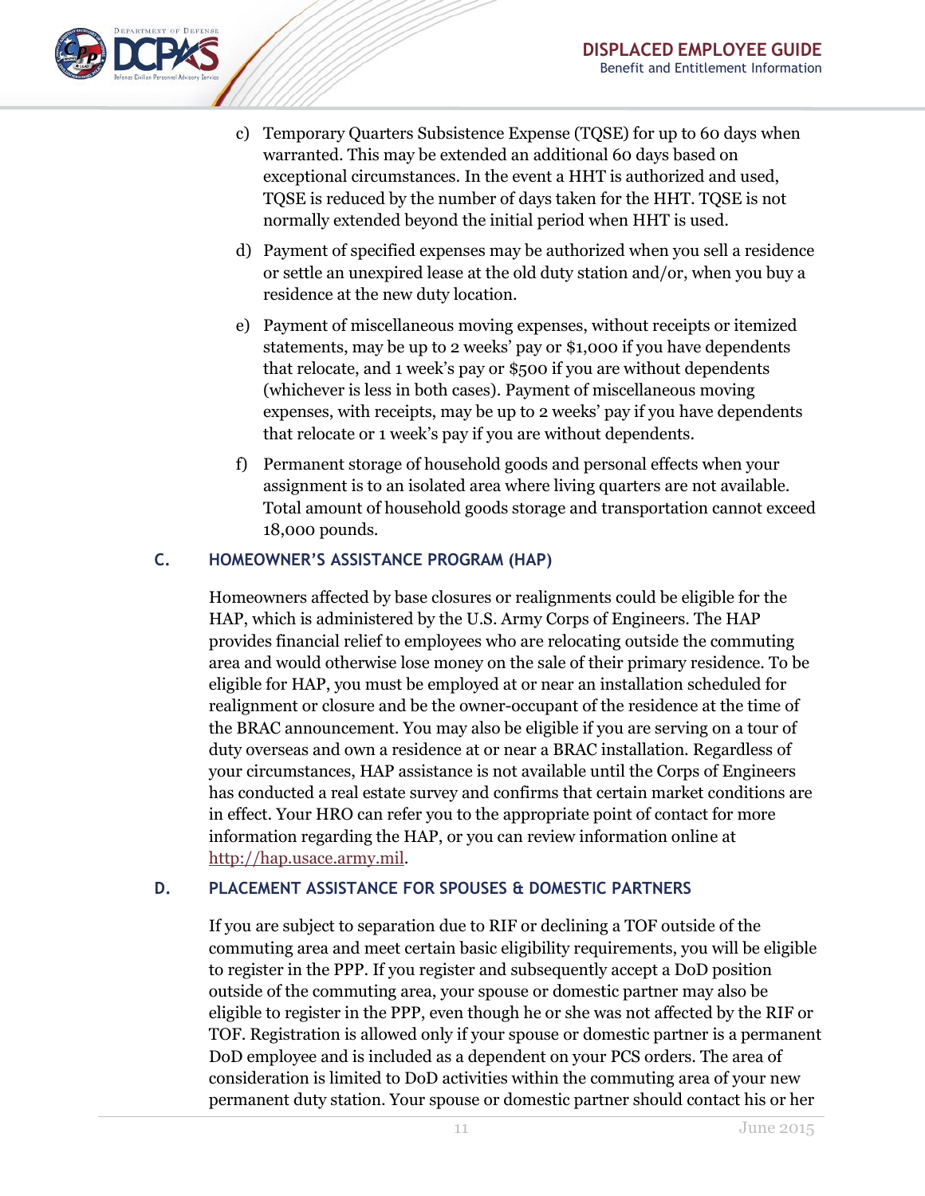c) Temporary Quarters Subsistence Expense (TQSE) for up to 60 days when warranted. This may be extended an additional 60 days based on exceptional circumstances. In the event a HHT is authorized and used, TQSE is reduced by the number of days taken for the HHT. TQSE is not normally extended beyond the initial period when HHT is used.

d) Payment of specified expenses may be authorized when you sell a residence or settle an unexpired lease at the old duty station and/or, when you buy a residence at the new duty location.

e) Payment of miscellaneous moving expenses, without receipts or itemized statements, may be up to 2 weeks' pay or $1,000 if you have dependents that relocate, and 1 week's pay or $500 if you are without dependents (whichever is less in both cases). Payment of miscellaneous moving expenses, with receipts, may be up to 2 weeks' pay if you have dependents that relocate or 1 week's pay if you are without dependents.

f) Permanent storage of household goods and personal effects when your assignment is to an isolated area where living quarters are not available. Total amount of household goods storage and transportation cannot exceed 18,000 pounds.

## C. HOMEOWNER'S ASSISTANCE PROGRAM (HAP)

Homeowners affected by base closures or realignments could be eligible for the HAP, which is administered by the U.S. Army Corps of Engineers. The HAP provides financial relief to employees who are relocating outside the commuting area and would otherwise lose money on the sale of their primary residence. To be eligible for HAP, you must be employed at or near an installation scheduled for realignment or closure and be the owner-occupant of the residence at the time of the BRAC announcement. You may also be eligible if you are serving on a tour of duty overseas and own a residence at or near a BRAC installation. Regardless of your circumstances, HAP assistance is not available until the Corps of Engineers has conducted a real estate survey and confirms that certain market conditions are in effect. Your HRO can refer you to the appropriate point of contact for more information regarding the HAP, or you can review information online at http://hap.usace.army.mil.

## D. PLACEMENT ASSISTANCE FOR SPOUSES & DOMESTIC PARTNERS

If you are subject to separation due to RIF or declining a TOF outside of the commuting area and meet certain basic eligibility requirements, you will be eligible to register in the PPP. If you register and subsequently accept a DoD position outside of the commuting area, your spouse or domestic partner may also be eligible to register in the PPP, even though he or she was not affected by the RIF or TOF. Registration is allowed only if your spouse or domestic partner is a permanent DoD employee and is included as a dependent on your PCS orders. The area of consideration is limited to DoD activities within the commuting area of your new permanent duty station. Your spouse or domestic partner should contact his or her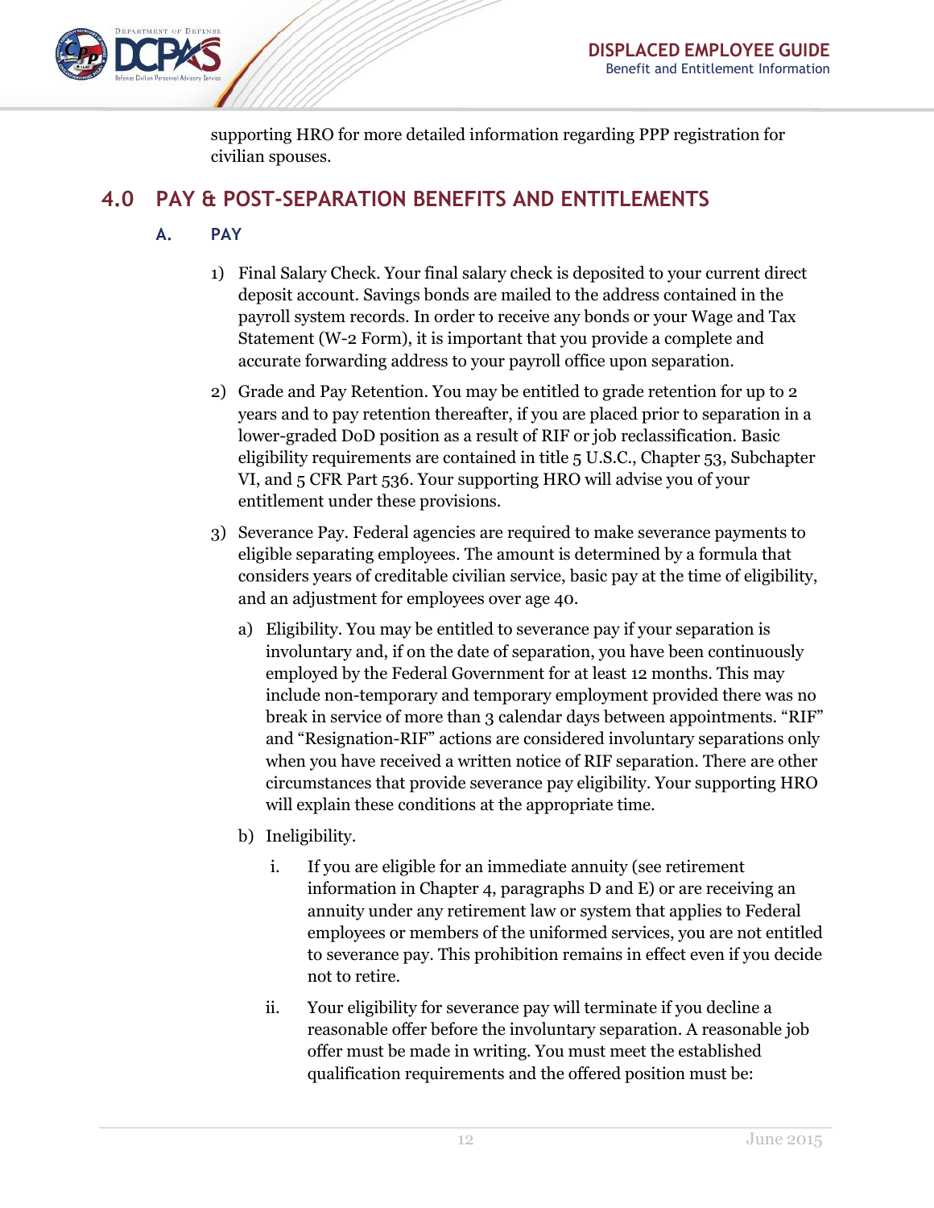supporting HRO for more detailed information regarding PPP registration for civilian spouses.

## 4.0 PAY & POST-SEPARATION BENEFITS AND ENTITLEMENTS

### A. PAY

1) Final Salary Check. Your final salary check is deposited to your current direct deposit account. Savings bonds are mailed to the address contained in the payroll system records. In order to receive any bonds or your Wage and Tax Statement (W-2 Form), it is important that you provide a complete and accurate forwarding address to your payroll office upon separation.

2) Grade and Pay Retention. You may be entitled to grade retention for up to 2 years and to pay retention thereafter, if you are placed prior to separation in a lower-graded DoD position as a result of RIF or job reclassification. Basic eligibility requirements are contained in title 5 U.S.C., Chapter 53, Subchapter VI, and 5 CFR Part 536. Your supporting HRO will advise you of your entitlement under these provisions.

3) Severance Pay. Federal agencies are required to make severance payments to eligible separating employees. The amount is determined by a formula that considers years of creditable civilian service, basic pay at the time of eligibility, and an adjustment for employees over age 40.

   a) Eligibility. You may be entitled to severance pay if your separation is involuntary and, if on the date of separation, you have been continuously employed by the Federal Government for at least 12 months. This may include non-temporary and temporary employment provided there was no break in service of more than 3 calendar days between appointments. "RIF" and "Resignation-RIF" actions are considered involuntary separations only when you have received a written notice of RIF separation. There are other circumstances that provide severance pay eligibility. Your supporting HRO will explain these conditions at the appropriate time.

   b) Ineligibility.

      i. If you are eligible for an immediate annuity (see retirement information in Chapter 4, paragraphs D and E) or are receiving an annuity under any retirement law or system that applies to Federal employees or members of the uniformed services, you are not entitled to severance pay. This prohibition remains in effect even if you decide not to retire.

      ii. Your eligibility for severance pay will terminate if you decline a reasonable offer before the involuntary separation. A reasonable job offer must be made in writing. You must meet the established qualification requirements and the offered position must be: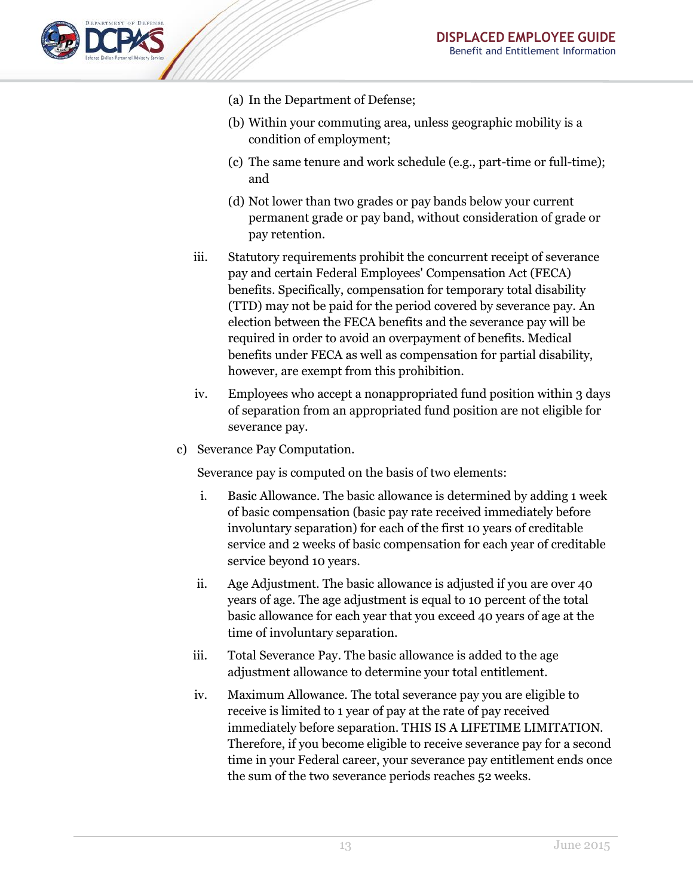(a) In the Department of Defense;

(b) Within your commuting area, unless geographic mobility is a condition of employment;

(c) The same tenure and work schedule (e.g., part-time or full-time); and

(d) Not lower than two grades or pay bands below your current permanent grade or pay band, without consideration of grade or pay retention.

iii. Statutory requirements prohibit the concurrent receipt of severance pay and certain Federal Employees' Compensation Act (FECA) benefits. Specifically, compensation for temporary total disability (TTD) may not be paid for the period covered by severance pay. An election between the FECA benefits and the severance pay will be required in order to avoid an overpayment of benefits. Medical benefits under FECA as well as compensation for partial disability, however, are exempt from this prohibition.

iv. Employees who accept a nonappropriated fund position within 3 days of separation from an appropriated fund position are not eligible for severance pay.

c) Severance Pay Computation.

Severance pay is computed on the basis of two elements:

i. Basic Allowance. The basic allowance is determined by adding 1 week of basic compensation (basic pay rate received immediately before involuntary separation) for each of the first 10 years of creditable service and 2 weeks of basic compensation for each year of creditable service beyond 10 years.

ii. Age Adjustment. The basic allowance is adjusted if you are over 40 years of age. The age adjustment is equal to 10 percent of the total basic allowance for each year that you exceed 40 years of age at the time of involuntary separation.

iii. Total Severance Pay. The basic allowance is added to the age adjustment allowance to determine your total entitlement.

iv. Maximum Allowance. The total severance pay you are eligible to receive is limited to 1 year of pay at the rate of pay received immediately before separation. THIS IS A LIFETIME LIMITATION. Therefore, if you become eligible to receive severance pay for a second time in your Federal career, your severance pay entitlement ends once the sum of the two severance periods reaches 52 weeks.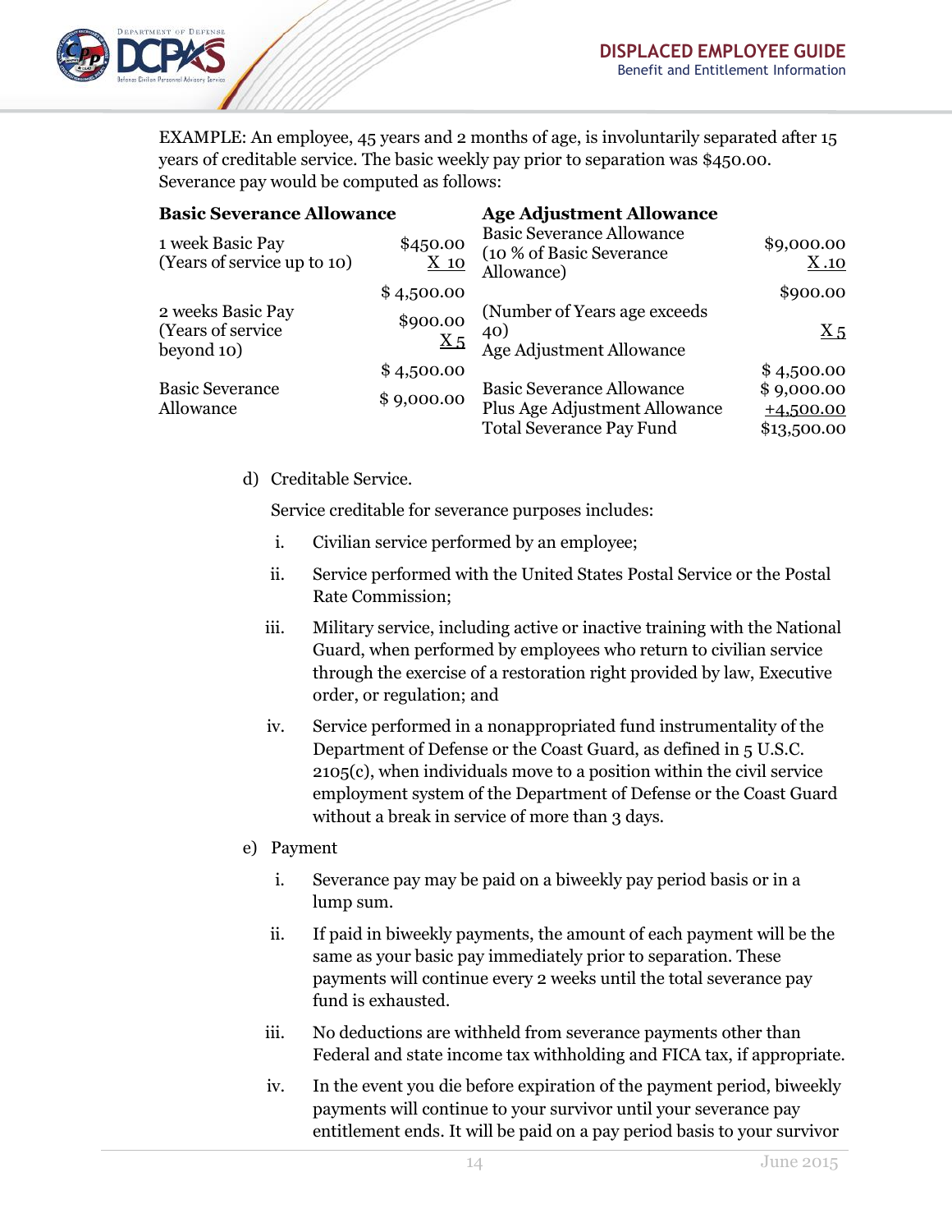EXAMPLE: An employee, 45 years and 2 months of age, is involuntarily separated after 15 years of creditable service. The basic weekly pay prior to separation was $450.00. Severance pay would be computed as follows:

| **Basic Severance Allowance** | | **Age Adjustment Allowance** | |
|---|---|---|---|
| 1 week Basic Pay (Years of service up to 10) | $450.00 X 10 | Basic Severance Allowance (10 % of Basic Severance Allowance) | $9,000.00 X .10 |
| | $ 4,500.00 | | $900.00 |
| 2 weeks Basic Pay (Years of service beyond 10) | $900.00 X 5 | (Number of Years age exceeds 40) Age Adjustment Allowance | X 5 |
| | $ 4,500.00 | | $ 4,500.00 |
| Basic Severance Allowance | $ 9,000.00 | Basic Severance Allowance | $ 9,000.00 |
| | | Plus Age Adjustment Allowance | +4,500.00 |
| | | Total Severance Pay Fund | $13,500.00 |

d) Creditable Service.

Service creditable for severance purposes includes:

i. Civilian service performed by an employee;

ii. Service performed with the United States Postal Service or the Postal Rate Commission;

iii. Military service, including active or inactive training with the National Guard, when performed by employees who return to civilian service through the exercise of a restoration right provided by law, Executive order, or regulation; and

iv. Service performed in a nonappropriated fund instrumentality of the Department of Defense or the Coast Guard, as defined in 5 U.S.C. 2105(c), when individuals move to a position within the civil service employment system of the Department of Defense or the Coast Guard without a break in service of more than 3 days.

e) Payment

i. Severance pay may be paid on a biweekly pay period basis or in a lump sum.

ii. If paid in biweekly payments, the amount of each payment will be the same as your basic pay immediately prior to separation. These payments will continue every 2 weeks until the total severance pay fund is exhausted.

iii. No deductions are withheld from severance payments other than Federal and state income tax withholding and FICA tax, if appropriate.

iv. In the event you die before expiration of the payment period, biweekly payments will continue to your survivor until your severance pay entitlement ends. It will be paid on a pay period basis to your survivor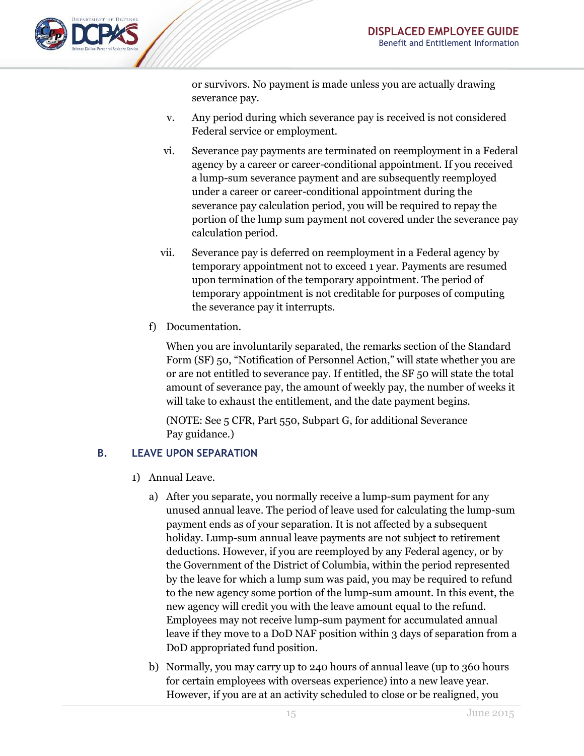or survivors. No payment is made unless you are actually drawing severance pay.

v. Any period during which severance pay is received is not considered Federal service or employment.

vi. Severance pay payments are terminated on reemployment in a Federal agency by a career or career-conditional appointment. If you received a lump-sum severance payment and are subsequently reemployed under a career or career-conditional appointment during the severance pay calculation period, you will be required to repay the portion of the lump sum payment not covered under the severance pay calculation period.

vii. Severance pay is deferred on reemployment in a Federal agency by temporary appointment not to exceed 1 year. Payments are resumed upon termination of the temporary appointment. The period of temporary appointment is not creditable for purposes of computing the severance pay it interrupts.

f) Documentation.

When you are involuntarily separated, the remarks section of the Standard Form (SF) 50, “Notification of Personnel Action,” will state whether you are or are not entitled to severance pay. If entitled, the SF 50 will state the total amount of severance pay, the amount of weekly pay, the number of weeks it will take to exhaust the entitlement, and the date payment begins.

(NOTE: See 5 CFR, Part 550, Subpart G, for additional Severance Pay guidance.)

## B. LEAVE UPON SEPARATION

1) Annual Leave.

a) After you separate, you normally receive a lump-sum payment for any unused annual leave. The period of leave used for calculating the lump-sum payment ends as of your separation. It is not affected by a subsequent holiday. Lump-sum annual leave payments are not subject to retirement deductions. However, if you are reemployed by any Federal agency, or by the Government of the District of Columbia, within the period represented by the leave for which a lump sum was paid, you may be required to refund to the new agency some portion of the lump-sum amount. In this event, the new agency will credit you with the leave amount equal to the refund. Employees may not receive lump-sum payment for accumulated annual leave if they move to a DoD NAF position within 3 days of separation from a DoD appropriated fund position.

b) Normally, you may carry up to 240 hours of annual leave (up to 360 hours for certain employees with overseas experience) into a new leave year. However, if you are at an activity scheduled to close or be realigned, you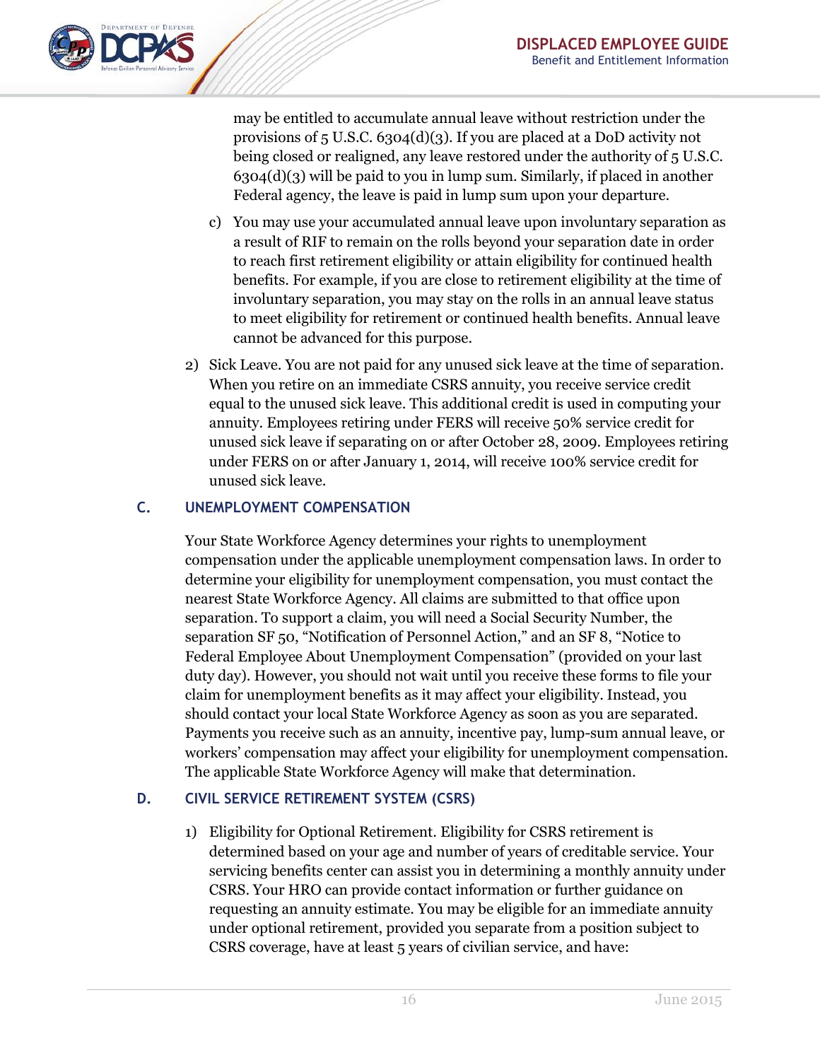may be entitled to accumulate annual leave without restriction under the provisions of 5 U.S.C. 6304(d)(3). If you are placed at a DoD activity not being closed or realigned, any leave restored under the authority of 5 U.S.C. 6304(d)(3) will be paid to you in lump sum. Similarly, if placed in another Federal agency, the leave is paid in lump sum upon your departure.

c) You may use your accumulated annual leave upon involuntary separation as a result of RIF to remain on the rolls beyond your separation date in order to reach first retirement eligibility or attain eligibility for continued health benefits. For example, if you are close to retirement eligibility at the time of involuntary separation, you may stay on the rolls in an annual leave status to meet eligibility for retirement or continued health benefits. Annual leave cannot be advanced for this purpose.

2) Sick Leave. You are not paid for any unused sick leave at the time of separation. When you retire on an immediate CSRS annuity, you receive service credit equal to the unused sick leave. This additional credit is used in computing your annuity. Employees retiring under FERS will receive 50% service credit for unused sick leave if separating on or after October 28, 2009. Employees retiring under FERS on or after January 1, 2014, will receive 100% service credit for unused sick leave.

## C. UNEMPLOYMENT COMPENSATION

Your State Workforce Agency determines your rights to unemployment compensation under the applicable unemployment compensation laws. In order to determine your eligibility for unemployment compensation, you must contact the nearest State Workforce Agency. All claims are submitted to that office upon separation. To support a claim, you will need a Social Security Number, the separation SF 50, "Notification of Personnel Action," and an SF 8, "Notice to Federal Employee About Unemployment Compensation" (provided on your last duty day). However, you should not wait until you receive these forms to file your claim for unemployment benefits as it may affect your eligibility. Instead, you should contact your local State Workforce Agency as soon as you are separated. Payments you receive such as an annuity, incentive pay, lump-sum annual leave, or workers' compensation may affect your eligibility for unemployment compensation. The applicable State Workforce Agency will make that determination.

## D. CIVIL SERVICE RETIREMENT SYSTEM (CSRS)

1) Eligibility for Optional Retirement. Eligibility for CSRS retirement is determined based on your age and number of years of creditable service. Your servicing benefits center can assist you in determining a monthly annuity under CSRS. Your HRO can provide contact information or further guidance on requesting an annuity estimate. You may be eligible for an immediate annuity under optional retirement, provided you separate from a position subject to CSRS coverage, have at least 5 years of civilian service, and have: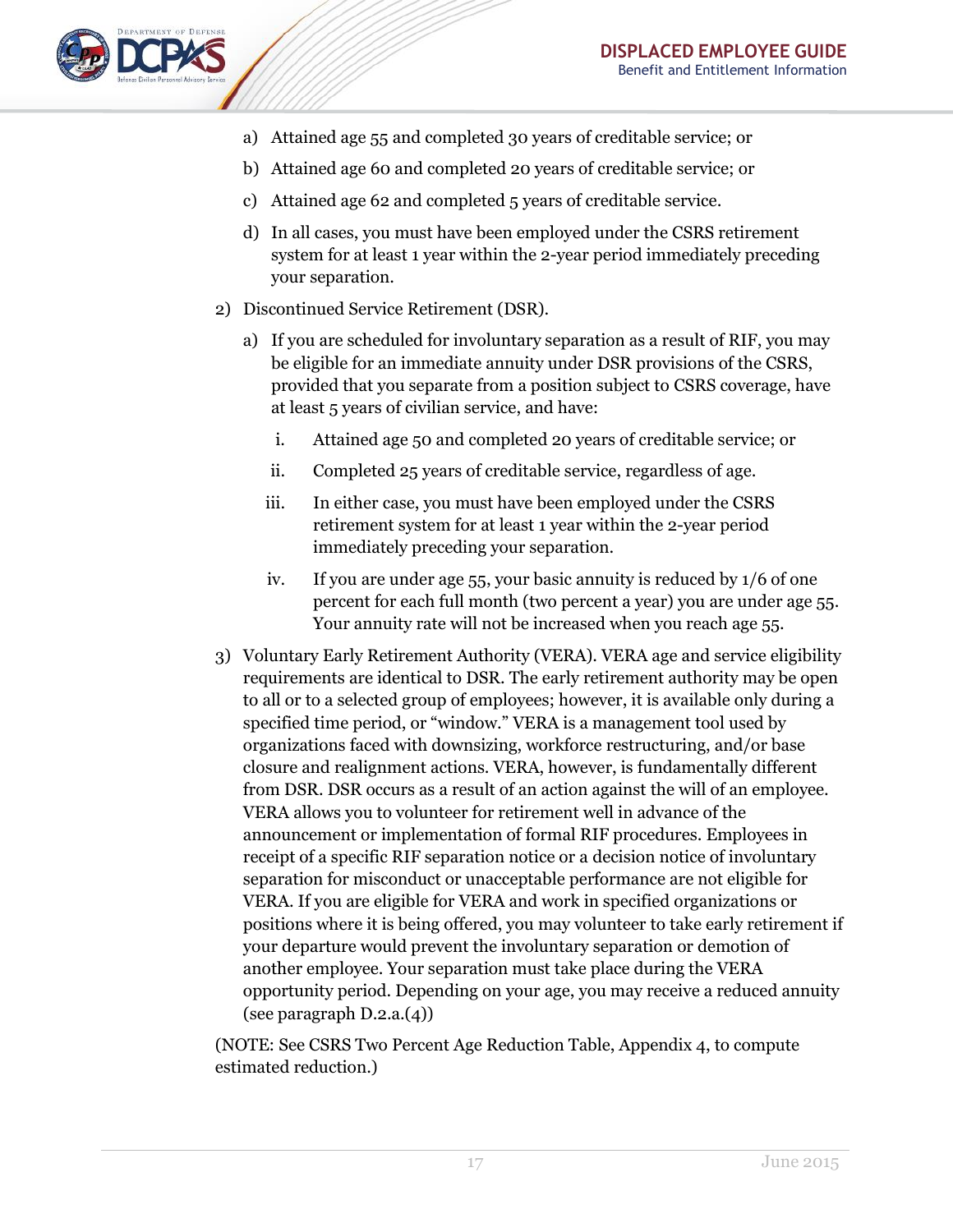a) Attained age 55 and completed 30 years of creditable service; or

b) Attained age 60 and completed 20 years of creditable service; or

c) Attained age 62 and completed 5 years of creditable service.

d) In all cases, you must have been employed under the CSRS retirement system for at least 1 year within the 2-year period immediately preceding your separation.

2) Discontinued Service Retirement (DSR).

   a) If you are scheduled for involuntary separation as a result of RIF, you may be eligible for an immediate annuity under DSR provisions of the CSRS, provided that you separate from a position subject to CSRS coverage, have at least 5 years of civilian service, and have:

      i. Attained age 50 and completed 20 years of creditable service; or

      ii. Completed 25 years of creditable service, regardless of age.

      iii. In either case, you must have been employed under the CSRS retirement system for at least 1 year within the 2-year period immediately preceding your separation.

      iv. If you are under age 55, your basic annuity is reduced by 1/6 of one percent for each full month (two percent a year) you are under age 55. Your annuity rate will not be increased when you reach age 55.

3) Voluntary Early Retirement Authority (VERA). VERA age and service eligibility requirements are identical to DSR. The early retirement authority may be open to all or to a selected group of employees; however, it is available only during a specified time period, or "window." VERA is a management tool used by organizations faced with downsizing, workforce restructuring, and/or base closure and realignment actions. VERA, however, is fundamentally different from DSR. DSR occurs as a result of an action against the will of an employee. VERA allows you to volunteer for retirement well in advance of the announcement or implementation of formal RIF procedures. Employees in receipt of a specific RIF separation notice or a decision notice of involuntary separation for misconduct or unacceptable performance are not eligible for VERA. If you are eligible for VERA and work in specified organizations or positions where it is being offered, you may volunteer to take early retirement if your departure would prevent the involuntary separation or demotion of another employee. Your separation must take place during the VERA opportunity period. Depending on your age, you may receive a reduced annuity (see paragraph D.2.a.(4))

(NOTE: See CSRS Two Percent Age Reduction Table, Appendix 4, to compute estimated reduction.)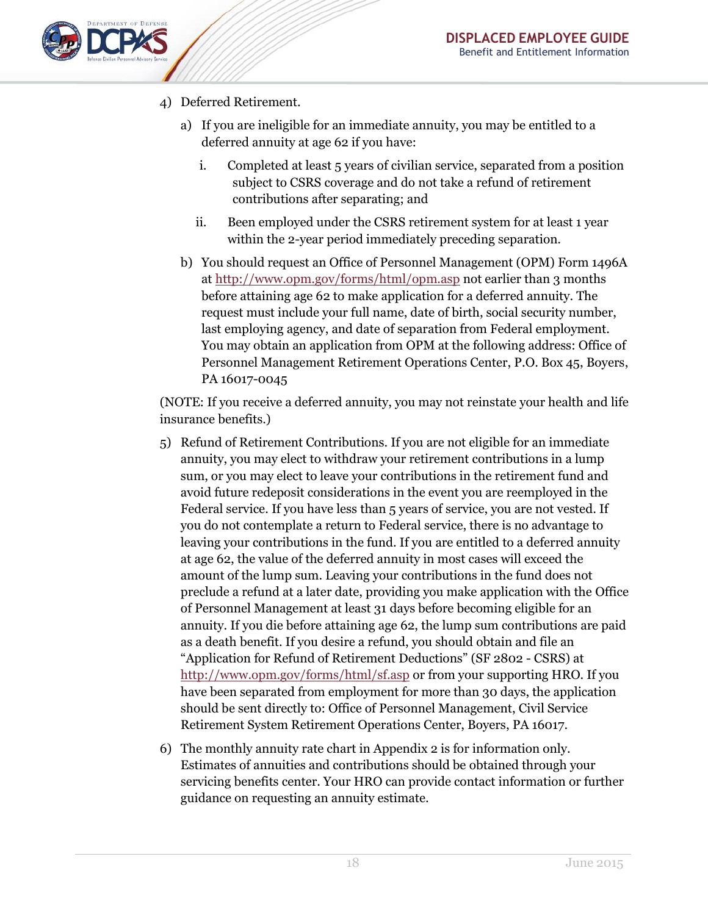4) Deferred Retirement.

   a) If you are ineligible for an immediate annuity, you may be entitled to a deferred annuity at age 62 if you have:

      i. Completed at least 5 years of civilian service, separated from a position subject to CSRS coverage and do not take a refund of retirement contributions after separating; and

      ii. Been employed under the CSRS retirement system for at least 1 year within the 2-year period immediately preceding separation.

   b) You should request an Office of Personnel Management (OPM) Form 1496A at http://www.opm.gov/forms/html/opm.asp not earlier than 3 months before attaining age 62 to make application for a deferred annuity. The request must include your full name, date of birth, social security number, last employing agency, and date of separation from Federal employment. You may obtain an application from OPM at the following address: Office of Personnel Management Retirement Operations Center, P.O. Box 45, Boyers, PA 16017-0045

(NOTE: If you receive a deferred annuity, you may not reinstate your health and life insurance benefits.)

5) Refund of Retirement Contributions. If you are not eligible for an immediate annuity, you may elect to withdraw your retirement contributions in a lump sum, or you may elect to leave your contributions in the retirement fund and avoid future redeposit considerations in the event you are reemployed in the Federal service. If you have less than 5 years of service, you are not vested. If you do not contemplate a return to Federal service, there is no advantage to leaving your contributions in the fund. If you are entitled to a deferred annuity at age 62, the value of the deferred annuity in most cases will exceed the amount of the lump sum. Leaving your contributions in the fund does not preclude a refund at a later date, providing you make application with the Office of Personnel Management at least 31 days before becoming eligible for an annuity. If you die before attaining age 62, the lump sum contributions are paid as a death benefit. If you desire a refund, you should obtain and file an "Application for Refund of Retirement Deductions" (SF 2802 - CSRS) at http://www.opm.gov/forms/html/sf.asp or from your supporting HRO. If you have been separated from employment for more than 30 days, the application should be sent directly to: Office of Personnel Management, Civil Service Retirement System Retirement Operations Center, Boyers, PA 16017.

6) The monthly annuity rate chart in Appendix 2 is for information only. Estimates of annuities and contributions should be obtained through your servicing benefits center. Your HRO can provide contact information or further guidance on requesting an annuity estimate.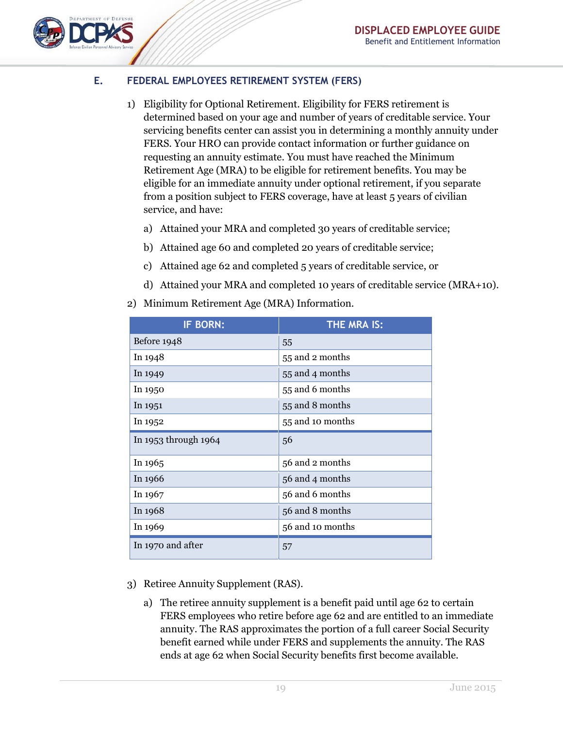## E. FEDERAL EMPLOYEES RETIREMENT SYSTEM (FERS)

1) Eligibility for Optional Retirement. Eligibility for FERS retirement is determined based on your age and number of years of creditable service. Your servicing benefits center can assist you in determining a monthly annuity under FERS. Your HRO can provide contact information or further guidance on requesting an annuity estimate. You must have reached the Minimum Retirement Age (MRA) to be eligible for retirement benefits. You may be eligible for an immediate annuity under optional retirement, if you separate from a position subject to FERS coverage, have at least 5 years of civilian service, and have:

   a) Attained your MRA and completed 30 years of creditable service;

   b) Attained age 60 and completed 20 years of creditable service;

   c) Attained age 62 and completed 5 years of creditable service, or

   d) Attained your MRA and completed 10 years of creditable service (MRA+10).

2) Minimum Retirement Age (MRA) Information.

| IF BORN: | THE MRA IS: |
|---|---|
| Before 1948 | 55 |
| In 1948 | 55 and 2 months |
| In 1949 | 55 and 4 months |
| In 1950 | 55 and 6 months |
| In 1951 | 55 and 8 months |
| In 1952 | 55 and 10 months |
| In 1953 through 1964 | 56 |
| In 1965 | 56 and 2 months |
| In 1966 | 56 and 4 months |
| In 1967 | 56 and 6 months |
| In 1968 | 56 and 8 months |
| In 1969 | 56 and 10 months |
| In 1970 and after | 57 |

3) Retiree Annuity Supplement (RAS).

   a) The retiree annuity supplement is a benefit paid until age 62 to certain FERS employees who retire before age 62 and are entitled to an immediate annuity. The RAS approximates the portion of a full career Social Security benefit earned while under FERS and supplements the annuity. The RAS ends at age 62 when Social Security benefits first become available.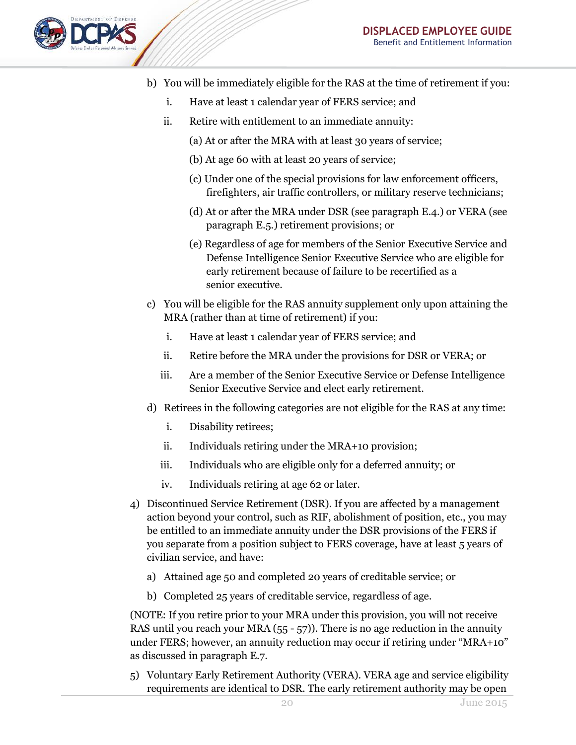b) You will be immediately eligible for the RAS at the time of retirement if you:

   i. Have at least 1 calendar year of FERS service; and

   ii. Retire with entitlement to an immediate annuity:

      (a) At or after the MRA with at least 30 years of service;

      (b) At age 60 with at least 20 years of service;

      (c) Under one of the special provisions for law enforcement officers, firefighters, air traffic controllers, or military reserve technicians;

      (d) At or after the MRA under DSR (see paragraph E.4.) or VERA (see paragraph E.5.) retirement provisions; or

      (e) Regardless of age for members of the Senior Executive Service and Defense Intelligence Senior Executive Service who are eligible for early retirement because of failure to be recertified as a senior executive.

c) You will be eligible for the RAS annuity supplement only upon attaining the MRA (rather than at time of retirement) if you:

   i. Have at least 1 calendar year of FERS service; and

   ii. Retire before the MRA under the provisions for DSR or VERA; or

   iii. Are a member of the Senior Executive Service or Defense Intelligence Senior Executive Service and elect early retirement.

d) Retirees in the following categories are not eligible for the RAS at any time:

   i. Disability retirees;

   ii. Individuals retiring under the MRA+10 provision;

   iii. Individuals who are eligible only for a deferred annuity; or

   iv. Individuals retiring at age 62 or later.

4) Discontinued Service Retirement (DSR). If you are affected by a management action beyond your control, such as RIF, abolishment of position, etc., you may be entitled to an immediate annuity under the DSR provisions of the FERS if you separate from a position subject to FERS coverage, have at least 5 years of civilian service, and have:

   a) Attained age 50 and completed 20 years of creditable service; or

   b) Completed 25 years of creditable service, regardless of age.

(NOTE: If you retire prior to your MRA under this provision, you will not receive RAS until you reach your MRA (55 - 57)). There is no age reduction in the annuity under FERS; however, an annuity reduction may occur if retiring under "MRA+10" as discussed in paragraph E.7.

5) Voluntary Early Retirement Authority (VERA). VERA age and service eligibility requirements are identical to DSR. The early retirement authority may be open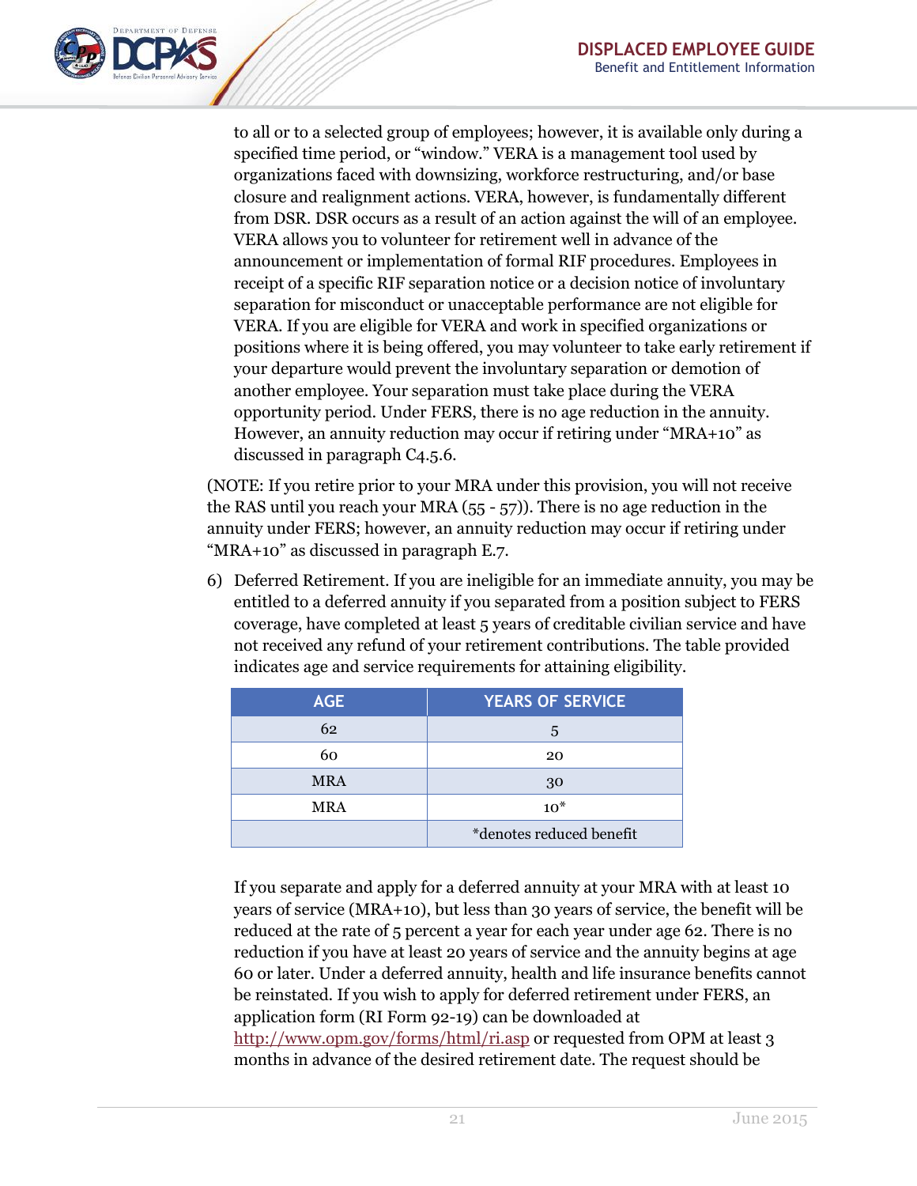to all or to a selected group of employees; however, it is available only during a specified time period, or "window." VERA is a management tool used by organizations faced with downsizing, workforce restructuring, and/or base closure and realignment actions. VERA, however, is fundamentally different from DSR. DSR occurs as a result of an action against the will of an employee. VERA allows you to volunteer for retirement well in advance of the announcement or implementation of formal RIF procedures. Employees in receipt of a specific RIF separation notice or a decision notice of involuntary separation for misconduct or unacceptable performance are not eligible for VERA. If you are eligible for VERA and work in specified organizations or positions where it is being offered, you may volunteer to take early retirement if your departure would prevent the involuntary separation or demotion of another employee. Your separation must take place during the VERA opportunity period. Under FERS, there is no age reduction in the annuity. However, an annuity reduction may occur if retiring under "MRA+10" as discussed in paragraph C4.5.6.

(NOTE: If you retire prior to your MRA under this provision, you will not receive the RAS until you reach your MRA (55 - 57)). There is no age reduction in the annuity under FERS; however, an annuity reduction may occur if retiring under "MRA+10" as discussed in paragraph E.7.

6) Deferred Retirement. If you are ineligible for an immediate annuity, you may be entitled to a deferred annuity if you separated from a position subject to FERS coverage, have completed at least 5 years of creditable civilian service and have not received any refund of your retirement contributions. The table provided indicates age and service requirements for attaining eligibility.

| AGE | YEARS OF SERVICE |
|---|---|
| 62 | 5 |
| 60 | 20 |
| MRA | 30 |
| MRA | 10* |
| | *denotes reduced benefit |

If you separate and apply for a deferred annuity at your MRA with at least 10 years of service (MRA+10), but less than 30 years of service, the benefit will be reduced at the rate of 5 percent a year for each year under age 62. There is no reduction if you have at least 20 years of service and the annuity begins at age 60 or later. Under a deferred annuity, health and life insurance benefits cannot be reinstated. If you wish to apply for deferred retirement under FERS, an application form (RI Form 92-19) can be downloaded at http://www.opm.gov/forms/html/ri.asp or requested from OPM at least 3 months in advance of the desired retirement date. The request should be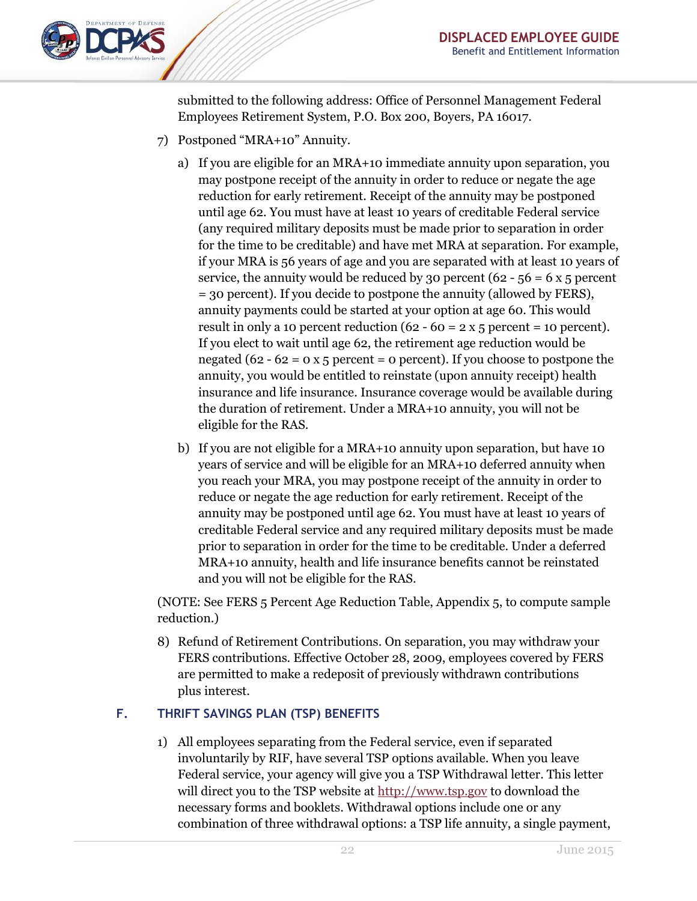submitted to the following address: Office of Personnel Management Federal Employees Retirement System, P.O. Box 200, Boyers, PA 16017.

7) Postponed "MRA+10" Annuity.

   a) If you are eligible for an MRA+10 immediate annuity upon separation, you may postpone receipt of the annuity in order to reduce or negate the age reduction for early retirement. Receipt of the annuity may be postponed until age 62. You must have at least 10 years of creditable Federal service (any required military deposits must be made prior to separation in order for the time to be creditable) and have met MRA at separation. For example, if your MRA is 56 years of age and you are separated with at least 10 years of service, the annuity would be reduced by 30 percent (62 - 56 = 6 x 5 percent = 30 percent). If you decide to postpone the annuity (allowed by FERS), annuity payments could be started at your option at age 60. This would result in only a 10 percent reduction (62 - 60 = 2 x 5 percent = 10 percent). If you elect to wait until age 62, the retirement age reduction would be negated (62 - 62 = 0 x 5 percent = 0 percent). If you choose to postpone the annuity, you would be entitled to reinstate (upon annuity receipt) health insurance and life insurance. Insurance coverage would be available during the duration of retirement. Under a MRA+10 annuity, you will not be eligible for the RAS.

   b) If you are not eligible for a MRA+10 annuity upon separation, but have 10 years of service and will be eligible for an MRA+10 deferred annuity when you reach your MRA, you may postpone receipt of the annuity in order to reduce or negate the age reduction for early retirement. Receipt of the annuity may be postponed until age 62. You must have at least 10 years of creditable Federal service and any required military deposits must be made prior to separation in order for the time to be creditable. Under a deferred MRA+10 annuity, health and life insurance benefits cannot be reinstated and you will not be eligible for the RAS.

(NOTE: See FERS 5 Percent Age Reduction Table, Appendix 5, to compute sample reduction.)

8) Refund of Retirement Contributions. On separation, you may withdraw your FERS contributions. Effective October 28, 2009, employees covered by FERS are permitted to make a redeposit of previously withdrawn contributions plus interest.

## F. THRIFT SAVINGS PLAN (TSP) BENEFITS

1) All employees separating from the Federal service, even if separated involuntarily by RIF, have several TSP options available. When you leave Federal service, your agency will give you a TSP Withdrawal letter. This letter will direct you to the TSP website at http://www.tsp.gov to download the necessary forms and booklets. Withdrawal options include one or any combination of three withdrawal options: a TSP life annuity, a single payment,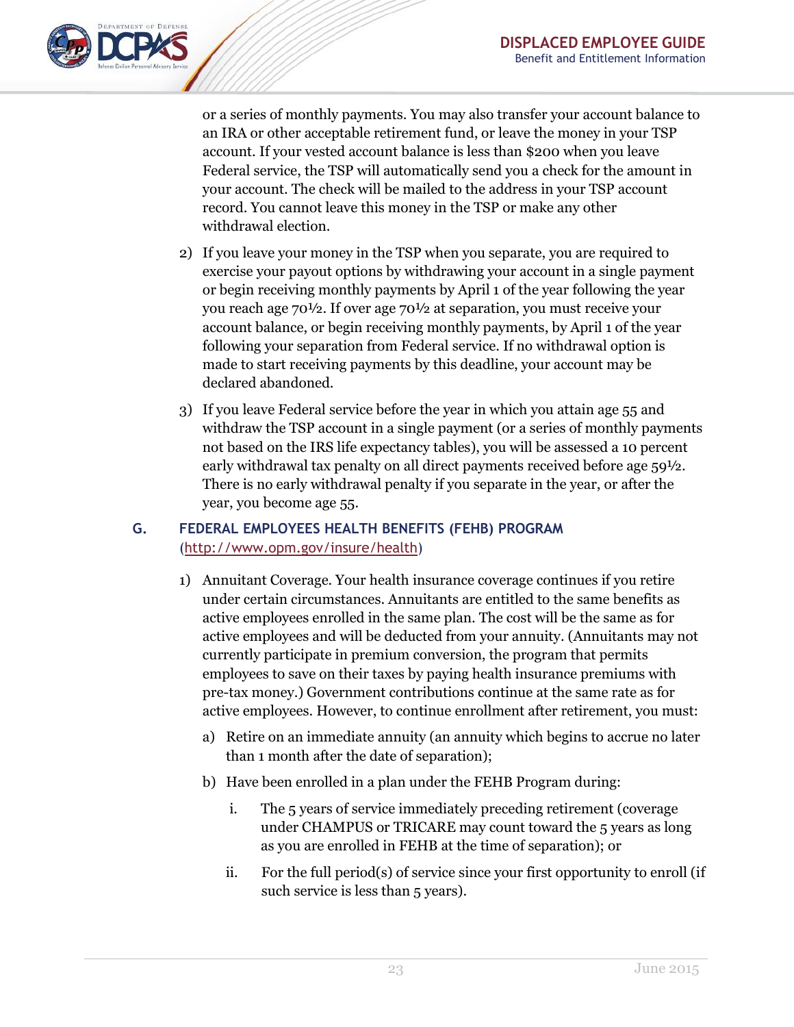or a series of monthly payments. You may also transfer your account balance to an IRA or other acceptable retirement fund, or leave the money in your TSP account. If your vested account balance is less than $200 when you leave Federal service, the TSP will automatically send you a check for the amount in your account. The check will be mailed to the address in your TSP account record. You cannot leave this money in the TSP or make any other withdrawal election.

2) If you leave your money in the TSP when you separate, you are required to exercise your payout options by withdrawing your account in a single payment or begin receiving monthly payments by April 1 of the year following the year you reach age 70½. If over age 70½ at separation, you must receive your account balance, or begin receiving monthly payments, by April 1 of the year following your separation from Federal service. If no withdrawal option is made to start receiving payments by this deadline, your account may be declared abandoned.

3) If you leave Federal service before the year in which you attain age 55 and withdraw the TSP account in a single payment (or a series of monthly payments not based on the IRS life expectancy tables), you will be assessed a 10 percent early withdrawal tax penalty on all direct payments received before age 59½. There is no early withdrawal penalty if you separate in the year, or after the year, you become age 55.

## G. FEDERAL EMPLOYEES HEALTH BENEFITS (FEHB) PROGRAM

(http://www.opm.gov/insure/health)

1) Annuitant Coverage. Your health insurance coverage continues if you retire under certain circumstances. Annuitants are entitled to the same benefits as active employees enrolled in the same plan. The cost will be the same as for active employees and will be deducted from your annuity. (Annuitants may not currently participate in premium conversion, the program that permits employees to save on their taxes by paying health insurance premiums with pre-tax money.) Government contributions continue at the same rate as for active employees. However, to continue enrollment after retirement, you must:

   a) Retire on an immediate annuity (an annuity which begins to accrue no later than 1 month after the date of separation);

   b) Have been enrolled in a plan under the FEHB Program during:

      i. The 5 years of service immediately preceding retirement (coverage under CHAMPUS or TRICARE may count toward the 5 years as long as you are enrolled in FEHB at the time of separation); or

      ii. For the full period(s) of service since your first opportunity to enroll (if such service is less than 5 years).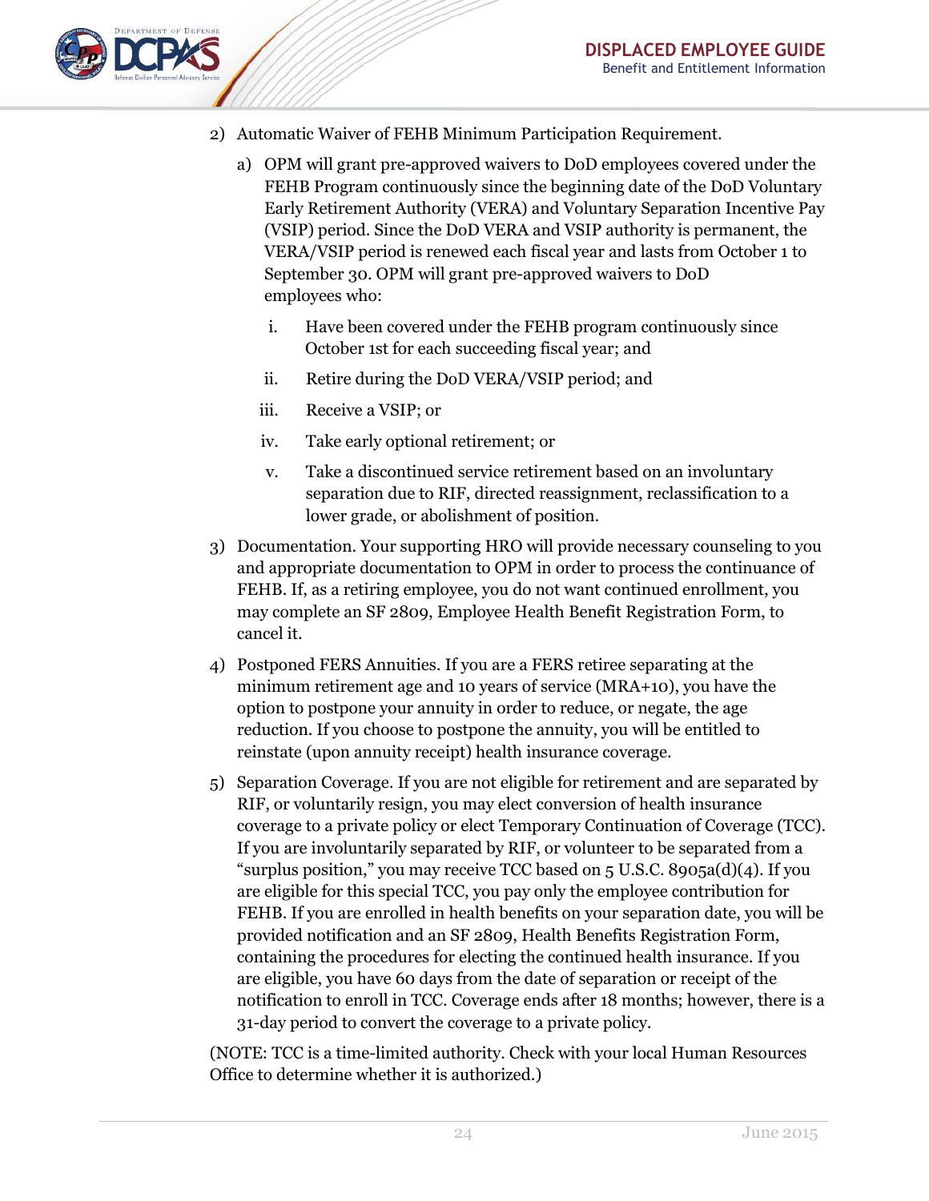2) Automatic Waiver of FEHB Minimum Participation Requirement.

   a) OPM will grant pre-approved waivers to DoD employees covered under the FEHB Program continuously since the beginning date of the DoD Voluntary Early Retirement Authority (VERA) and Voluntary Separation Incentive Pay (VSIP) period. Since the DoD VERA and VSIP authority is permanent, the VERA/VSIP period is renewed each fiscal year and lasts from October 1 to September 30. OPM will grant pre-approved waivers to DoD employees who:

      i. Have been covered under the FEHB program continuously since October 1st for each succeeding fiscal year; and

      ii. Retire during the DoD VERA/VSIP period; and

      iii. Receive a VSIP; or

      iv. Take early optional retirement; or

      v. Take a discontinued service retirement based on an involuntary separation due to RIF, directed reassignment, reclassification to a lower grade, or abolishment of position.

3) Documentation. Your supporting HRO will provide necessary counseling to you and appropriate documentation to OPM in order to process the continuance of FEHB. If, as a retiring employee, you do not want continued enrollment, you may complete an SF 2809, Employee Health Benefit Registration Form, to cancel it.

4) Postponed FERS Annuities. If you are a FERS retiree separating at the minimum retirement age and 10 years of service (MRA+10), you have the option to postpone your annuity in order to reduce, or negate, the age reduction. If you choose to postpone the annuity, you will be entitled to reinstate (upon annuity receipt) health insurance coverage.

5) Separation Coverage. If you are not eligible for retirement and are separated by RIF, or voluntarily resign, you may elect conversion of health insurance coverage to a private policy or elect Temporary Continuation of Coverage (TCC). If you are involuntarily separated by RIF, or volunteer to be separated from a "surplus position," you may receive TCC based on 5 U.S.C. 8905a(d)(4). If you are eligible for this special TCC, you pay only the employee contribution for FEHB. If you are enrolled in health benefits on your separation date, you will be provided notification and an SF 2809, Health Benefits Registration Form, containing the procedures for electing the continued health insurance. If you are eligible, you have 60 days from the date of separation or receipt of the notification to enroll in TCC. Coverage ends after 18 months; however, there is a 31-day period to convert the coverage to a private policy.

(NOTE: TCC is a time-limited authority. Check with your local Human Resources Office to determine whether it is authorized.)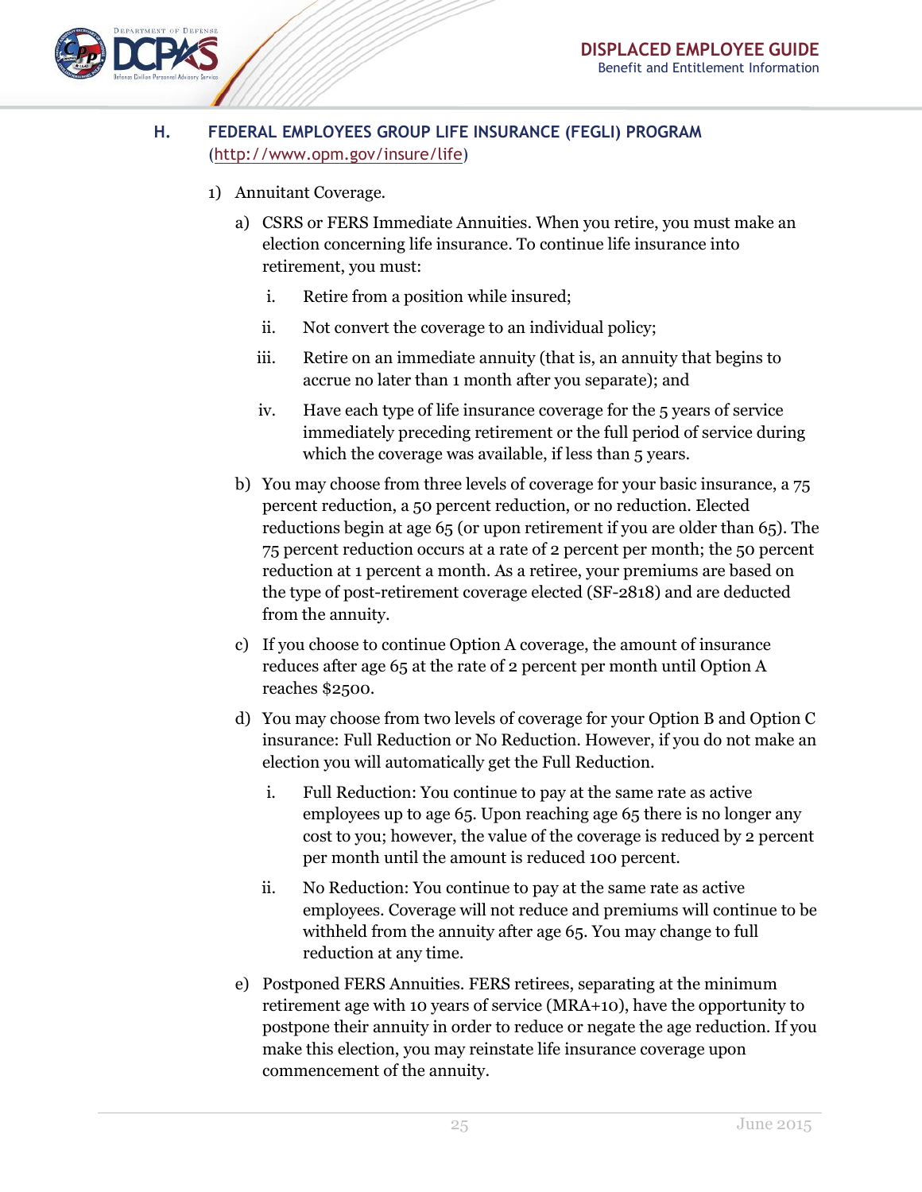## H. FEDERAL EMPLOYEES GROUP LIFE INSURANCE (FEGLI) PROGRAM
(http://www.opm.gov/insure/life)

1) Annuitant Coverage.

   a) CSRS or FERS Immediate Annuities. When you retire, you must make an election concerning life insurance. To continue life insurance into retirement, you must:

      i. Retire from a position while insured;

      ii. Not convert the coverage to an individual policy;

      iii. Retire on an immediate annuity (that is, an annuity that begins to accrue no later than 1 month after you separate); and

      iv. Have each type of life insurance coverage for the 5 years of service immediately preceding retirement or the full period of service during which the coverage was available, if less than 5 years.

   b) You may choose from three levels of coverage for your basic insurance, a 75 percent reduction, a 50 percent reduction, or no reduction. Elected reductions begin at age 65 (or upon retirement if you are older than 65). The 75 percent reduction occurs at a rate of 2 percent per month; the 50 percent reduction at 1 percent a month. As a retiree, your premiums are based on the type of post-retirement coverage elected (SF-2818) and are deducted from the annuity.

   c) If you choose to continue Option A coverage, the amount of insurance reduces after age 65 at the rate of 2 percent per month until Option A reaches $2500.

   d) You may choose from two levels of coverage for your Option B and Option C insurance: Full Reduction or No Reduction. However, if you do not make an election you will automatically get the Full Reduction.

      i. Full Reduction: You continue to pay at the same rate as active employees up to age 65. Upon reaching age 65 there is no longer any cost to you; however, the value of the coverage is reduced by 2 percent per month until the amount is reduced 100 percent.

      ii. No Reduction: You continue to pay at the same rate as active employees. Coverage will not reduce and premiums will continue to be withheld from the annuity after age 65. You may change to full reduction at any time.

   e) Postponed FERS Annuities. FERS retirees, separating at the minimum retirement age with 10 years of service (MRA+10), have the opportunity to postpone their annuity in order to reduce or negate the age reduction. If you make this election, you may reinstate life insurance coverage upon commencement of the annuity.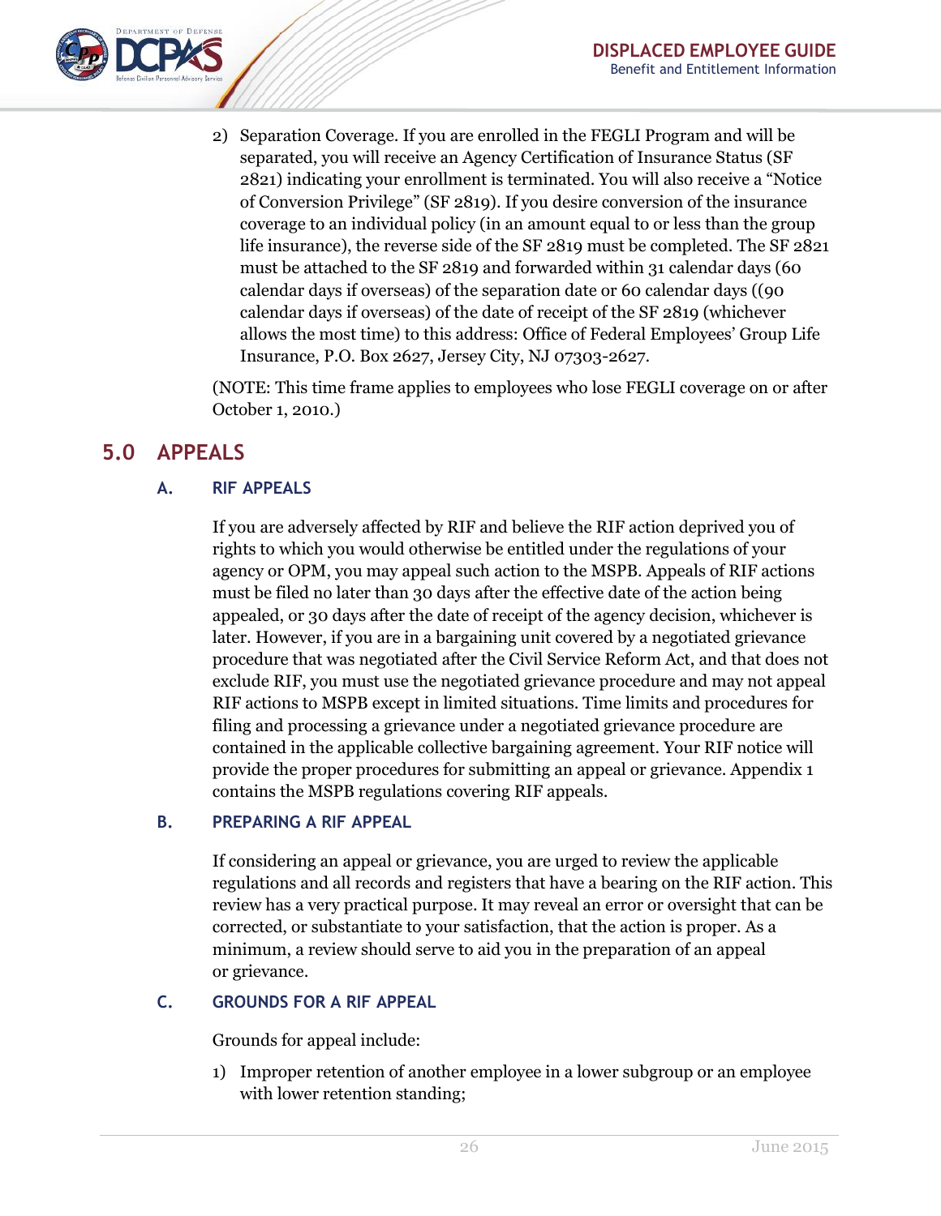2) Separation Coverage. If you are enrolled in the FEGLI Program and will be separated, you will receive an Agency Certification of Insurance Status (SF 2821) indicating your enrollment is terminated. You will also receive a "Notice of Conversion Privilege" (SF 2819). If you desire conversion of the insurance coverage to an individual policy (in an amount equal to or less than the group life insurance), the reverse side of the SF 2819 must be completed. The SF 2821 must be attached to the SF 2819 and forwarded within 31 calendar days (60 calendar days if overseas) of the separation date or 60 calendar days ((90 calendar days if overseas) of the date of receipt of the SF 2819 (whichever allows the most time) to this address: Office of Federal Employees' Group Life Insurance, P.O. Box 2627, Jersey City, NJ 07303-2627.

(NOTE: This time frame applies to employees who lose FEGLI coverage on or after October 1, 2010.)

## 5.0 APPEALS

### A. RIF APPEALS

If you are adversely affected by RIF and believe the RIF action deprived you of rights to which you would otherwise be entitled under the regulations of your agency or OPM, you may appeal such action to the MSPB. Appeals of RIF actions must be filed no later than 30 days after the effective date of the action being appealed, or 30 days after the date of receipt of the agency decision, whichever is later. However, if you are in a bargaining unit covered by a negotiated grievance procedure that was negotiated after the Civil Service Reform Act, and that does not exclude RIF, you must use the negotiated grievance procedure and may not appeal RIF actions to MSPB except in limited situations. Time limits and procedures for filing and processing a grievance under a negotiated grievance procedure are contained in the applicable collective bargaining agreement. Your RIF notice will provide the proper procedures for submitting an appeal or grievance. Appendix 1 contains the MSPB regulations covering RIF appeals.

### B. PREPARING A RIF APPEAL

If considering an appeal or grievance, you are urged to review the applicable regulations and all records and registers that have a bearing on the RIF action. This review has a very practical purpose. It may reveal an error or oversight that can be corrected, or substantiate to your satisfaction, that the action is proper. As a minimum, a review should serve to aid you in the preparation of an appeal or grievance.

### C. GROUNDS FOR A RIF APPEAL

Grounds for appeal include:

1) Improper retention of another employee in a lower subgroup or an employee with lower retention standing;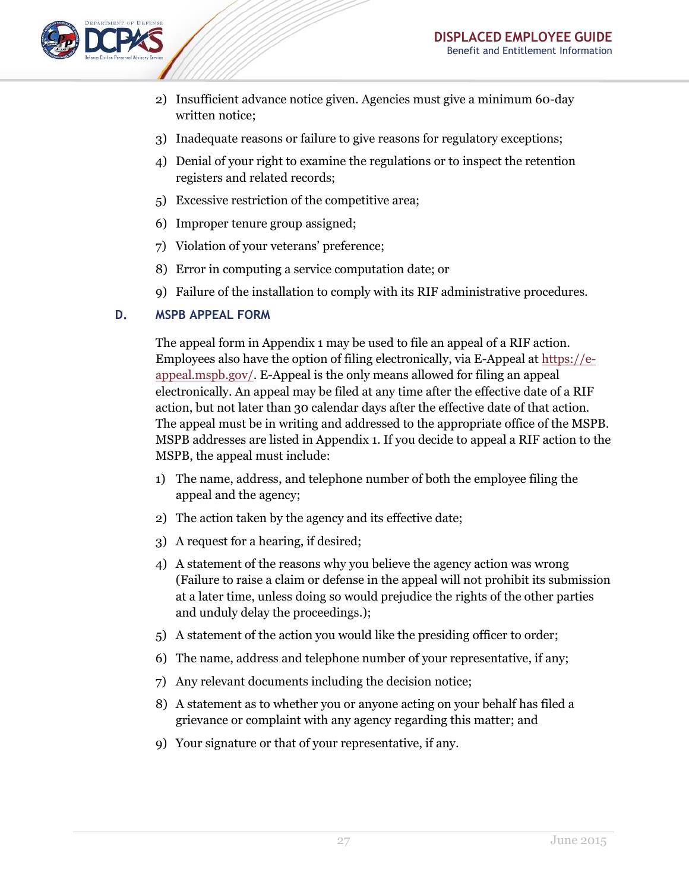2) Insufficient advance notice given. Agencies must give a minimum 60-day written notice;

3) Inadequate reasons or failure to give reasons for regulatory exceptions;

4) Denial of your right to examine the regulations or to inspect the retention registers and related records;

5) Excessive restriction of the competitive area;

6) Improper tenure group assigned;

7) Violation of your veterans' preference;

8) Error in computing a service computation date; or

9) Failure of the installation to comply with its RIF administrative procedures.

### D. MSPB APPEAL FORM

The appeal form in Appendix 1 may be used to file an appeal of a RIF action. Employees also have the option of filing electronically, via E-Appeal at [https://e-appeal.mspb.gov/](https://e-appeal.mspb.gov/). E-Appeal is the only means allowed for filing an appeal electronically. An appeal may be filed at any time after the effective date of a RIF action, but not later than 30 calendar days after the effective date of that action. The appeal must be in writing and addressed to the appropriate office of the MSPB. MSPB addresses are listed in Appendix 1. If you decide to appeal a RIF action to the MSPB, the appeal must include:

1) The name, address, and telephone number of both the employee filing the appeal and the agency;

2) The action taken by the agency and its effective date;

3) A request for a hearing, if desired;

4) A statement of the reasons why you believe the agency action was wrong (Failure to raise a claim or defense in the appeal will not prohibit its submission at a later time, unless doing so would prejudice the rights of the other parties and unduly delay the proceedings.);

5) A statement of the action you would like the presiding officer to order;

6) The name, address and telephone number of your representative, if any;

7) Any relevant documents including the decision notice;

8) A statement as to whether you or anyone acting on your behalf has filed a grievance or complaint with any agency regarding this matter; and

9) Your signature or that of your representative, if any.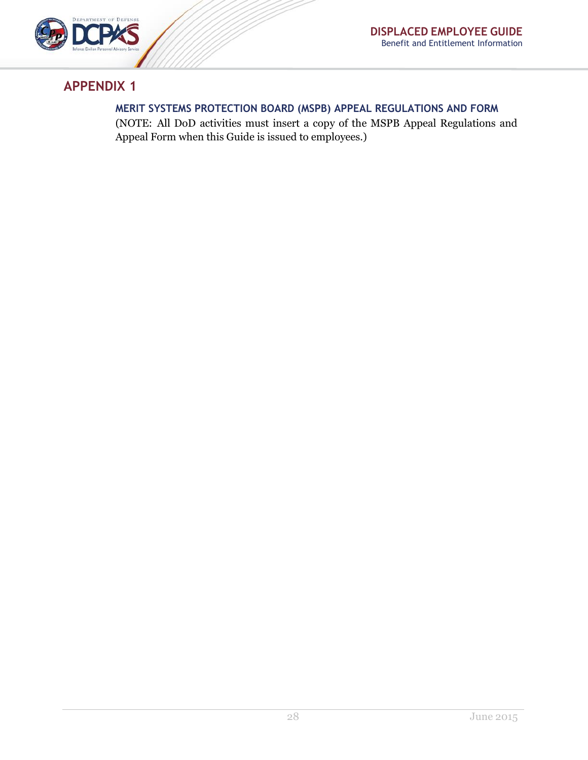# APPENDIX 1

### MERIT SYSTEMS PROTECTION BOARD (MSPB) APPEAL REGULATIONS AND FORM

(NOTE: All DoD activities must insert a copy of the MSPB Appeal Regulations and Appeal Form when this Guide is issued to employees.)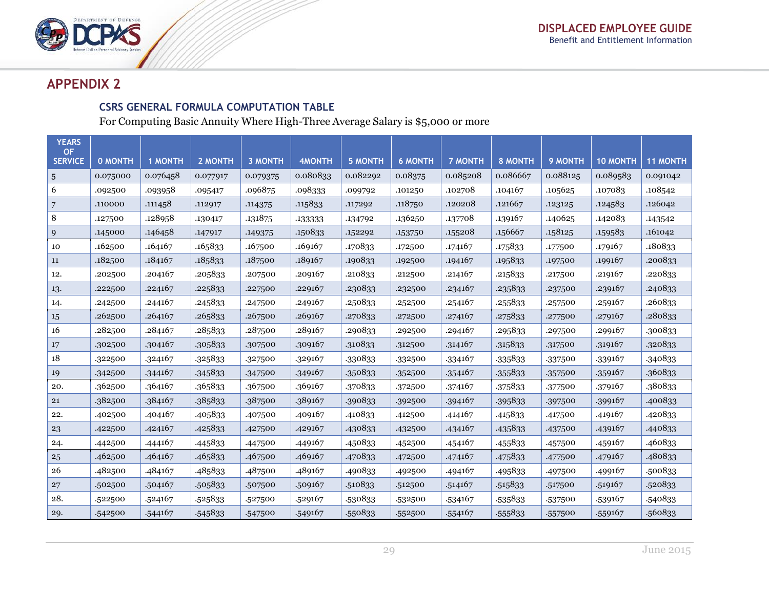## APPENDIX 2

### CSRS GENERAL FORMULA COMPUTATION TABLE

For Computing Basic Annuity Where High-Three Average Salary is $5,000 or more

| YEARS OF SERVICE | 0 MONTH | 1 MONTH | 2 MONTH | 3 MONTH | 4MONTH | 5 MONTH | 6 MONTH | 7 MONTH | 8 MONTH | 9 MONTH | 10 MONTH | 11 MONTH |
|---|---|---|---|---|---|---|---|---|---|---|---|---|
| 5 | 0.075000 | 0.076458 | 0.077917 | 0.079375 | 0.080833 | 0.082292 | 0.08375 | 0.085208 | 0.086667 | 0.088125 | 0.089583 | 0.091042 |
| 6 | .092500 | .093958 | .095417 | .096875 | .098333 | .099792 | .101250 | .102708 | .104167 | .105625 | .107083 | .108542 |
| 7 | .110000 | .111458 | .112917 | .114375 | .115833 | .117292 | .118750 | .120208 | .121667 | .123125 | .124583 | .126042 |
| 8 | .127500 | .128958 | .130417 | .131875 | .133333 | .134792 | .136250 | .137708 | .139167 | .140625 | .142083 | .143542 |
| 9 | .145000 | .146458 | .147917 | .149375 | .150833 | .152292 | .153750 | .155208 | .156667 | .158125 | .159583 | .161042 |
| 10 | .162500 | .164167 | .165833 | .167500 | .169167 | .170833 | .172500 | .174167 | .175833 | .177500 | .179167 | .180833 |
| 11 | .182500 | .184167 | .185833 | .187500 | .189167 | .190833 | .192500 | .194167 | .195833 | .197500 | .199167 | .200833 |
| 12. | .202500 | .204167 | .205833 | .207500 | .209167 | .210833 | .212500 | .214167 | .215833 | .217500 | .219167 | .220833 |
| 13. | .222500 | .224167 | .225833 | .227500 | .229167 | .230833 | .232500 | .234167 | .235833 | .237500 | .239167 | .240833 |
| 14. | .242500 | .244167 | .245833 | .247500 | .249167 | .250833 | .252500 | .254167 | .255833 | .257500 | .259167 | .260833 |
| 15 | .262500 | .264167 | .265833 | .267500 | .269167 | .270833 | .272500 | .274167 | .275833 | .277500 | .279167 | .280833 |
| 16 | .282500 | .284167 | .285833 | .287500 | .289167 | .290833 | .292500 | .294167 | .295833 | .297500 | .299167 | .300833 |
| 17 | .302500 | .304167 | .305833 | .307500 | .309167 | .310833 | .312500 | .314167 | .315833 | .317500 | .319167 | .320833 |
| 18 | .322500 | .324167 | .325833 | .327500 | .329167 | .330833 | .332500 | .334167 | .335833 | .337500 | .339167 | .340833 |
| 19 | .342500 | .344167 | .345833 | .347500 | .349167 | .350833 | .352500 | .354167 | .355833 | .357500 | .359167 | .360833 |
| 20. | .362500 | .364167 | .365833 | .367500 | .369167 | .370833 | .372500 | .374167 | .375833 | .377500 | .379167 | .380833 |
| 21 | .382500 | .384167 | .385833 | .387500 | .389167 | .390833 | .392500 | .394167 | .395833 | .397500 | .399167 | .400833 |
| 22. | .402500 | .404167 | .405833 | .407500 | .409167 | .410833 | .412500 | .414167 | .415833 | .417500 | .419167 | .420833 |
| 23 | .422500 | .424167 | .425833 | .427500 | .429167 | .430833 | .432500 | .434167 | .435833 | .437500 | .439167 | .440833 |
| 24. | .442500 | .444167 | .445833 | .447500 | .449167 | .450833 | .452500 | .454167 | .455833 | .457500 | .459167 | .460833 |
| 25 | .462500 | .464167 | .465833 | .467500 | .469167 | .470833 | .472500 | .474167 | .475833 | .477500 | .479167 | .480833 |
| 26 | .482500 | .484167 | .485833 | .487500 | .489167 | .490833 | .492500 | .494167 | .495833 | .497500 | .499167 | .500833 |
| 27 | .502500 | .504167 | .505833 | .507500 | .509167 | .510833 | .512500 | .514167 | .515833 | .517500 | .519167 | .520833 |
| 28. | .522500 | .524167 | .525833 | .527500 | .529167 | .530833 | .532500 | .534167 | .535833 | .537500 | .539167 | .540833 |
| 29. | .542500 | .544167 | .545833 | .547500 | .549167 | .550833 | .552500 | .554167 | .555833 | .557500 | .559167 | .560833 |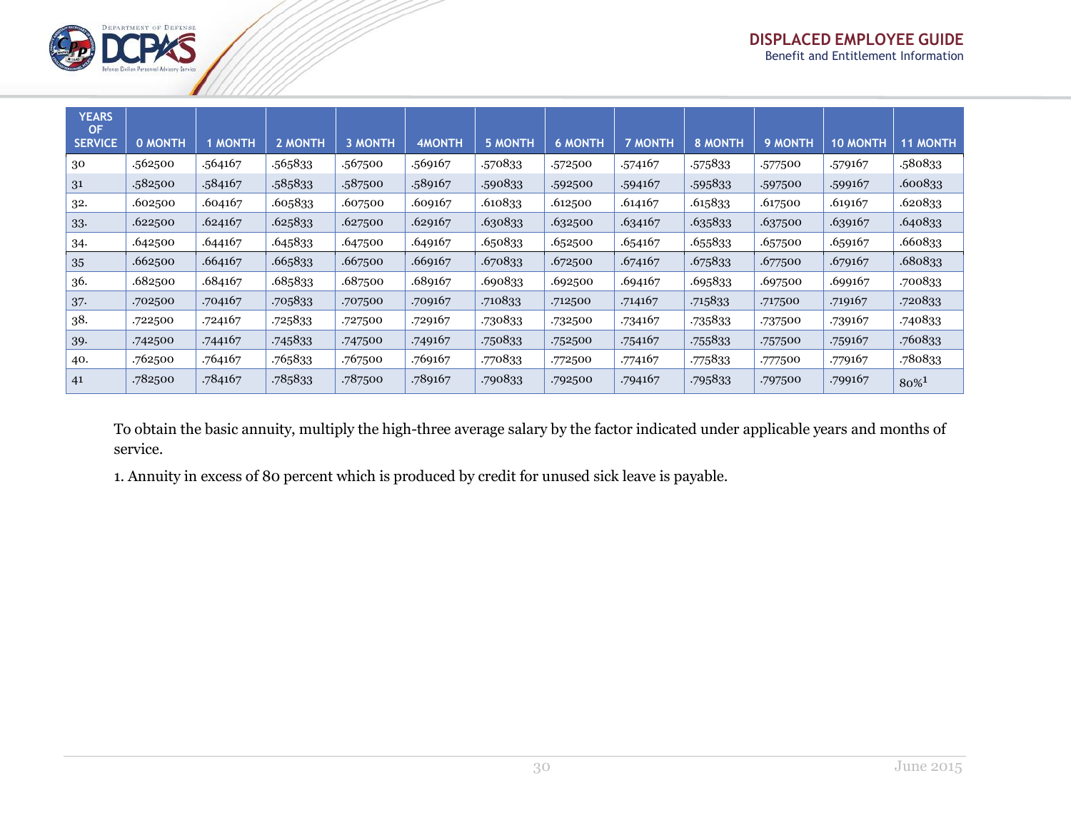| YEARS OF SERVICE | 0 MONTH | 1 MONTH | 2 MONTH | 3 MONTH | 4MONTH | 5 MONTH | 6 MONTH | 7 MONTH | 8 MONTH | 9 MONTH | 10 MONTH | 11 MONTH |
|---|---|---|---|---|---|---|---|---|---|---|---|---|
| 30 | .562500 | .564167 | .565833 | .567500 | .569167 | .570833 | .572500 | .574167 | .575833 | .577500 | .579167 | .580833 |
| 31 | .582500 | .584167 | .585833 | .587500 | .589167 | .590833 | .592500 | .594167 | .595833 | .597500 | .599167 | .600833 |
| 32. | .602500 | .604167 | .605833 | .607500 | .609167 | .610833 | .612500 | .614167 | .615833 | .617500 | .619167 | .620833 |
| 33. | .622500 | .624167 | .625833 | .627500 | .629167 | .630833 | .632500 | .634167 | .635833 | .637500 | .639167 | .640833 |
| 34. | .642500 | .644167 | .645833 | .647500 | .649167 | .650833 | .652500 | .654167 | .655833 | .657500 | .659167 | .660833 |
| 35 | .662500 | .664167 | .665833 | .667500 | .669167 | .670833 | .672500 | .674167 | .675833 | .677500 | .679167 | .680833 |
| 36. | .682500 | .684167 | .685833 | .687500 | .689167 | .690833 | .692500 | .694167 | .695833 | .697500 | .699167 | .700833 |
| 37. | .702500 | .704167 | .705833 | .707500 | .709167 | .710833 | .712500 | .714167 | .715833 | .717500 | .719167 | .720833 |
| 38. | .722500 | .724167 | .725833 | .727500 | .729167 | .730833 | .732500 | .734167 | .735833 | .737500 | .739167 | .740833 |
| 39. | .742500 | .744167 | .745833 | .747500 | .749167 | .750833 | .752500 | .754167 | .755833 | .757500 | .759167 | .760833 |
| 40. | .762500 | .764167 | .765833 | .767500 | .769167 | .770833 | .772500 | .774167 | .775833 | .777500 | .779167 | .780833 |
| 41 | .782500 | .784167 | .785833 | .787500 | .789167 | .790833 | .792500 | .794167 | .795833 | .797500 | .799167 | 80%[1] |

To obtain the basic annuity, multiply the high-three average salary by the factor indicated under applicable years and months of service.

1. Annuity in excess of 80 percent which is produced by credit for unused sick leave is payable.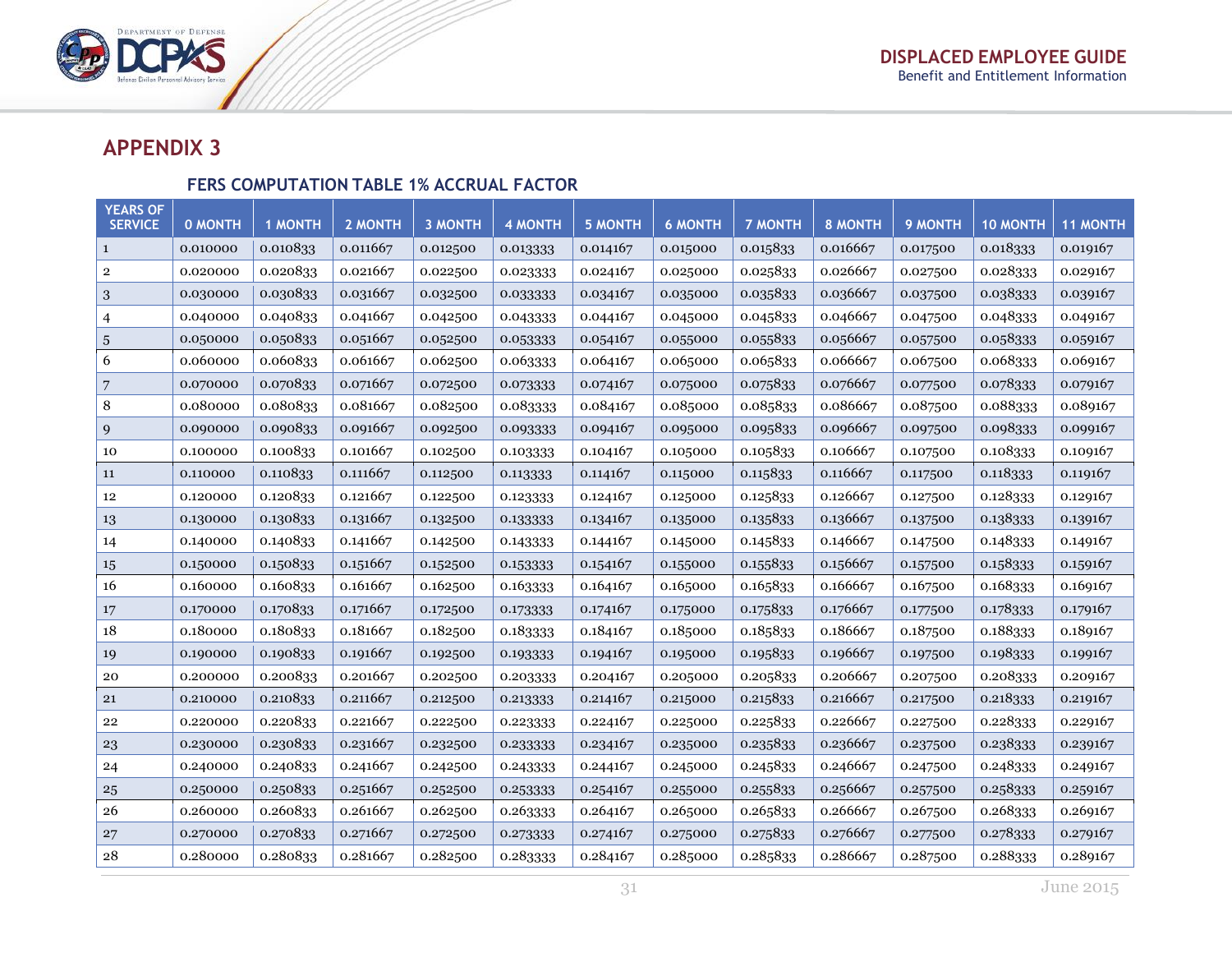## APPENDIX 3

### FERS COMPUTATION TABLE 1% ACCRUAL FACTOR

| YEARS OF SERVICE | 0 MONTH | 1 MONTH | 2 MONTH | 3 MONTH | 4 MONTH | 5 MONTH | 6 MONTH | 7 MONTH | 8 MONTH | 9 MONTH | 10 MONTH | 11 MONTH |
|---|---|---|---|---|---|---|---|---|---|---|---|---|
| 1 | 0.010000 | 0.010833 | 0.011667 | 0.012500 | 0.013333 | 0.014167 | 0.015000 | 0.015833 | 0.016667 | 0.017500 | 0.018333 | 0.019167 |
| 2 | 0.020000 | 0.020833 | 0.021667 | 0.022500 | 0.023333 | 0.024167 | 0.025000 | 0.025833 | 0.026667 | 0.027500 | 0.028333 | 0.029167 |
| 3 | 0.030000 | 0.030833 | 0.031667 | 0.032500 | 0.033333 | 0.034167 | 0.035000 | 0.035833 | 0.036667 | 0.037500 | 0.038333 | 0.039167 |
| 4 | 0.040000 | 0.040833 | 0.041667 | 0.042500 | 0.043333 | 0.044167 | 0.045000 | 0.045833 | 0.046667 | 0.047500 | 0.048333 | 0.049167 |
| 5 | 0.050000 | 0.050833 | 0.051667 | 0.052500 | 0.053333 | 0.054167 | 0.055000 | 0.055833 | 0.056667 | 0.057500 | 0.058333 | 0.059167 |
| 6 | 0.060000 | 0.060833 | 0.061667 | 0.062500 | 0.063333 | 0.064167 | 0.065000 | 0.065833 | 0.066667 | 0.067500 | 0.068333 | 0.069167 |
| 7 | 0.070000 | 0.070833 | 0.071667 | 0.072500 | 0.073333 | 0.074167 | 0.075000 | 0.075833 | 0.076667 | 0.077500 | 0.078333 | 0.079167 |
| 8 | 0.080000 | 0.080833 | 0.081667 | 0.082500 | 0.083333 | 0.084167 | 0.085000 | 0.085833 | 0.086667 | 0.087500 | 0.088333 | 0.089167 |
| 9 | 0.090000 | 0.090833 | 0.091667 | 0.092500 | 0.093333 | 0.094167 | 0.095000 | 0.095833 | 0.096667 | 0.097500 | 0.098333 | 0.099167 |
| 10 | 0.100000 | 0.100833 | 0.101667 | 0.102500 | 0.103333 | 0.104167 | 0.105000 | 0.105833 | 0.106667 | 0.107500 | 0.108333 | 0.109167 |
| 11 | 0.110000 | 0.110833 | 0.111667 | 0.112500 | 0.113333 | 0.114167 | 0.115000 | 0.115833 | 0.116667 | 0.117500 | 0.118333 | 0.119167 |
| 12 | 0.120000 | 0.120833 | 0.121667 | 0.122500 | 0.123333 | 0.124167 | 0.125000 | 0.125833 | 0.126667 | 0.127500 | 0.128333 | 0.129167 |
| 13 | 0.130000 | 0.130833 | 0.131667 | 0.132500 | 0.133333 | 0.134167 | 0.135000 | 0.135833 | 0.136667 | 0.137500 | 0.138333 | 0.139167 |
| 14 | 0.140000 | 0.140833 | 0.141667 | 0.142500 | 0.143333 | 0.144167 | 0.145000 | 0.145833 | 0.146667 | 0.147500 | 0.148333 | 0.149167 |
| 15 | 0.150000 | 0.150833 | 0.151667 | 0.152500 | 0.153333 | 0.154167 | 0.155000 | 0.155833 | 0.156667 | 0.157500 | 0.158333 | 0.159167 |
| 16 | 0.160000 | 0.160833 | 0.161667 | 0.162500 | 0.163333 | 0.164167 | 0.165000 | 0.165833 | 0.166667 | 0.167500 | 0.168333 | 0.169167 |
| 17 | 0.170000 | 0.170833 | 0.171667 | 0.172500 | 0.173333 | 0.174167 | 0.175000 | 0.175833 | 0.176667 | 0.177500 | 0.178333 | 0.179167 |
| 18 | 0.180000 | 0.180833 | 0.181667 | 0.182500 | 0.183333 | 0.184167 | 0.185000 | 0.185833 | 0.186667 | 0.187500 | 0.188333 | 0.189167 |
| 19 | 0.190000 | 0.190833 | 0.191667 | 0.192500 | 0.193333 | 0.194167 | 0.195000 | 0.195833 | 0.196667 | 0.197500 | 0.198333 | 0.199167 |
| 20 | 0.200000 | 0.200833 | 0.201667 | 0.202500 | 0.203333 | 0.204167 | 0.205000 | 0.205833 | 0.206667 | 0.207500 | 0.208333 | 0.209167 |
| 21 | 0.210000 | 0.210833 | 0.211667 | 0.212500 | 0.213333 | 0.214167 | 0.215000 | 0.215833 | 0.216667 | 0.217500 | 0.218333 | 0.219167 |
| 22 | 0.220000 | 0.220833 | 0.221667 | 0.222500 | 0.223333 | 0.224167 | 0.225000 | 0.225833 | 0.226667 | 0.227500 | 0.228333 | 0.229167 |
| 23 | 0.230000 | 0.230833 | 0.231667 | 0.232500 | 0.233333 | 0.234167 | 0.235000 | 0.235833 | 0.236667 | 0.237500 | 0.238333 | 0.239167 |
| 24 | 0.240000 | 0.240833 | 0.241667 | 0.242500 | 0.243333 | 0.244167 | 0.245000 | 0.245833 | 0.246667 | 0.247500 | 0.248333 | 0.249167 |
| 25 | 0.250000 | 0.250833 | 0.251667 | 0.252500 | 0.253333 | 0.254167 | 0.255000 | 0.255833 | 0.256667 | 0.257500 | 0.258333 | 0.259167 |
| 26 | 0.260000 | 0.260833 | 0.261667 | 0.262500 | 0.263333 | 0.264167 | 0.265000 | 0.265833 | 0.266667 | 0.267500 | 0.268333 | 0.269167 |
| 27 | 0.270000 | 0.270833 | 0.271667 | 0.272500 | 0.273333 | 0.274167 | 0.275000 | 0.275833 | 0.276667 | 0.277500 | 0.278333 | 0.279167 |
| 28 | 0.280000 | 0.280833 | 0.281667 | 0.282500 | 0.283333 | 0.284167 | 0.285000 | 0.285833 | 0.286667 | 0.287500 | 0.288333 | 0.289167 |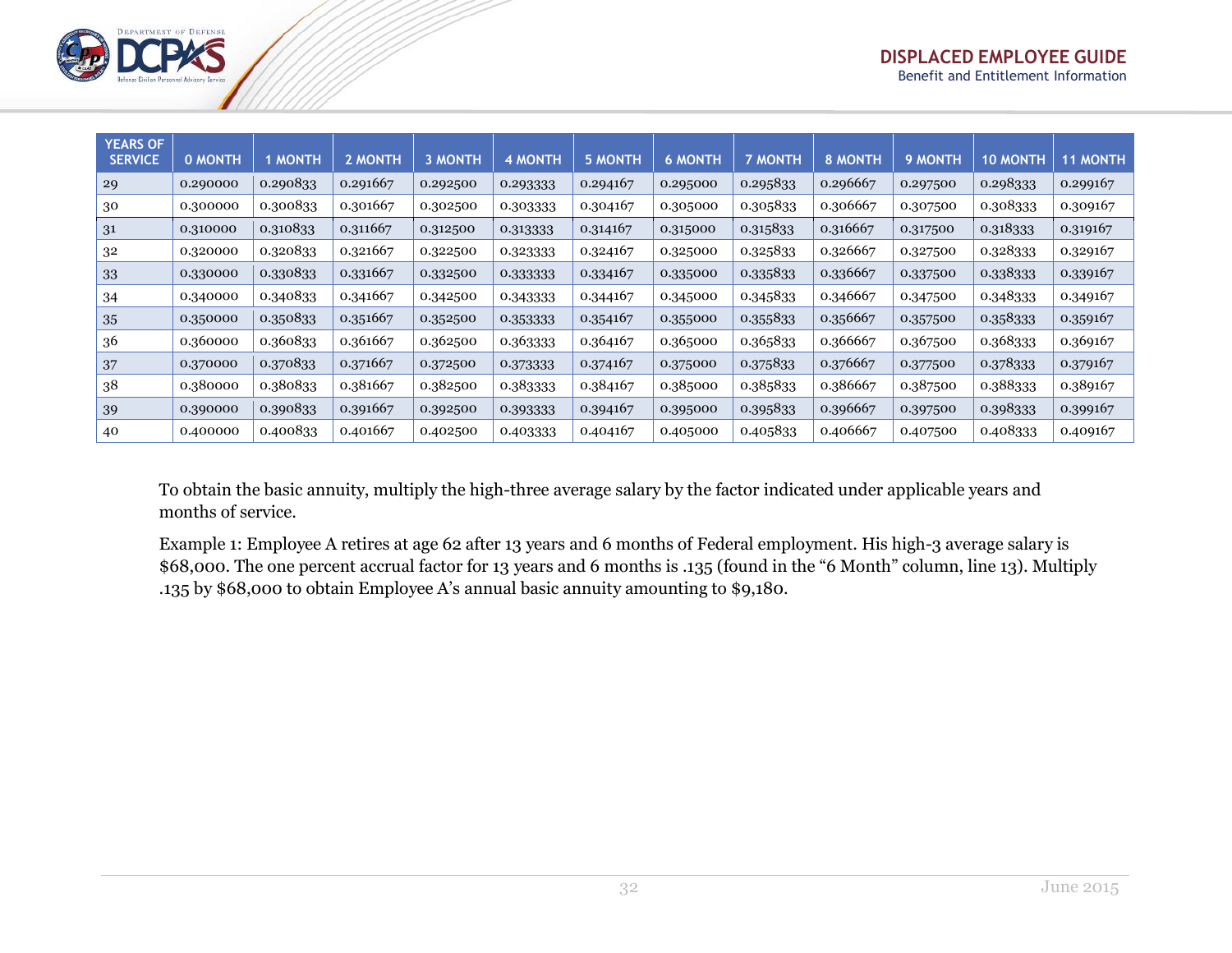| YEARS OF SERVICE | 0 MONTH | 1 MONTH | 2 MONTH | 3 MONTH | 4 MONTH | 5 MONTH | 6 MONTH | 7 MONTH | 8 MONTH | 9 MONTH | 10 MONTH | 11 MONTH |
|---|---|---|---|---|---|---|---|---|---|---|---|---|
| 29 | 0.290000 | 0.290833 | 0.291667 | 0.292500 | 0.293333 | 0.294167 | 0.295000 | 0.295833 | 0.296667 | 0.297500 | 0.298333 | 0.299167 |
| 30 | 0.300000 | 0.300833 | 0.301667 | 0.302500 | 0.303333 | 0.304167 | 0.305000 | 0.305833 | 0.306667 | 0.307500 | 0.308333 | 0.309167 |
| 31 | 0.310000 | 0.310833 | 0.311667 | 0.312500 | 0.313333 | 0.314167 | 0.315000 | 0.315833 | 0.316667 | 0.317500 | 0.318333 | 0.319167 |
| 32 | 0.320000 | 0.320833 | 0.321667 | 0.322500 | 0.323333 | 0.324167 | 0.325000 | 0.325833 | 0.326667 | 0.327500 | 0.328333 | 0.329167 |
| 33 | 0.330000 | 0.330833 | 0.331667 | 0.332500 | 0.333333 | 0.334167 | 0.335000 | 0.335833 | 0.336667 | 0.337500 | 0.338333 | 0.339167 |
| 34 | 0.340000 | 0.340833 | 0.341667 | 0.342500 | 0.343333 | 0.344167 | 0.345000 | 0.345833 | 0.346667 | 0.347500 | 0.348333 | 0.349167 |
| 35 | 0.350000 | 0.350833 | 0.351667 | 0.352500 | 0.353333 | 0.354167 | 0.355000 | 0.355833 | 0.356667 | 0.357500 | 0.358333 | 0.359167 |
| 36 | 0.360000 | 0.360833 | 0.361667 | 0.362500 | 0.363333 | 0.364167 | 0.365000 | 0.365833 | 0.366667 | 0.367500 | 0.368333 | 0.369167 |
| 37 | 0.370000 | 0.370833 | 0.371667 | 0.372500 | 0.373333 | 0.374167 | 0.375000 | 0.375833 | 0.376667 | 0.377500 | 0.378333 | 0.379167 |
| 38 | 0.380000 | 0.380833 | 0.381667 | 0.382500 | 0.383333 | 0.384167 | 0.385000 | 0.385833 | 0.386667 | 0.387500 | 0.388333 | 0.389167 |
| 39 | 0.390000 | 0.390833 | 0.391667 | 0.392500 | 0.393333 | 0.394167 | 0.395000 | 0.395833 | 0.396667 | 0.397500 | 0.398333 | 0.399167 |
| 40 | 0.400000 | 0.400833 | 0.401667 | 0.402500 | 0.403333 | 0.404167 | 0.405000 | 0.405833 | 0.406667 | 0.407500 | 0.408333 | 0.409167 |

To obtain the basic annuity, multiply the high-three average salary by the factor indicated under applicable years and months of service.

Example 1: Employee A retires at age 62 after 13 years and 6 months of Federal employment. His high-3 average salary is $68,000. The one percent accrual factor for 13 years and 6 months is .135 (found in the "6 Month" column, line 13). Multiply .135 by $68,000 to obtain Employee A's annual basic annuity amounting to $9,180.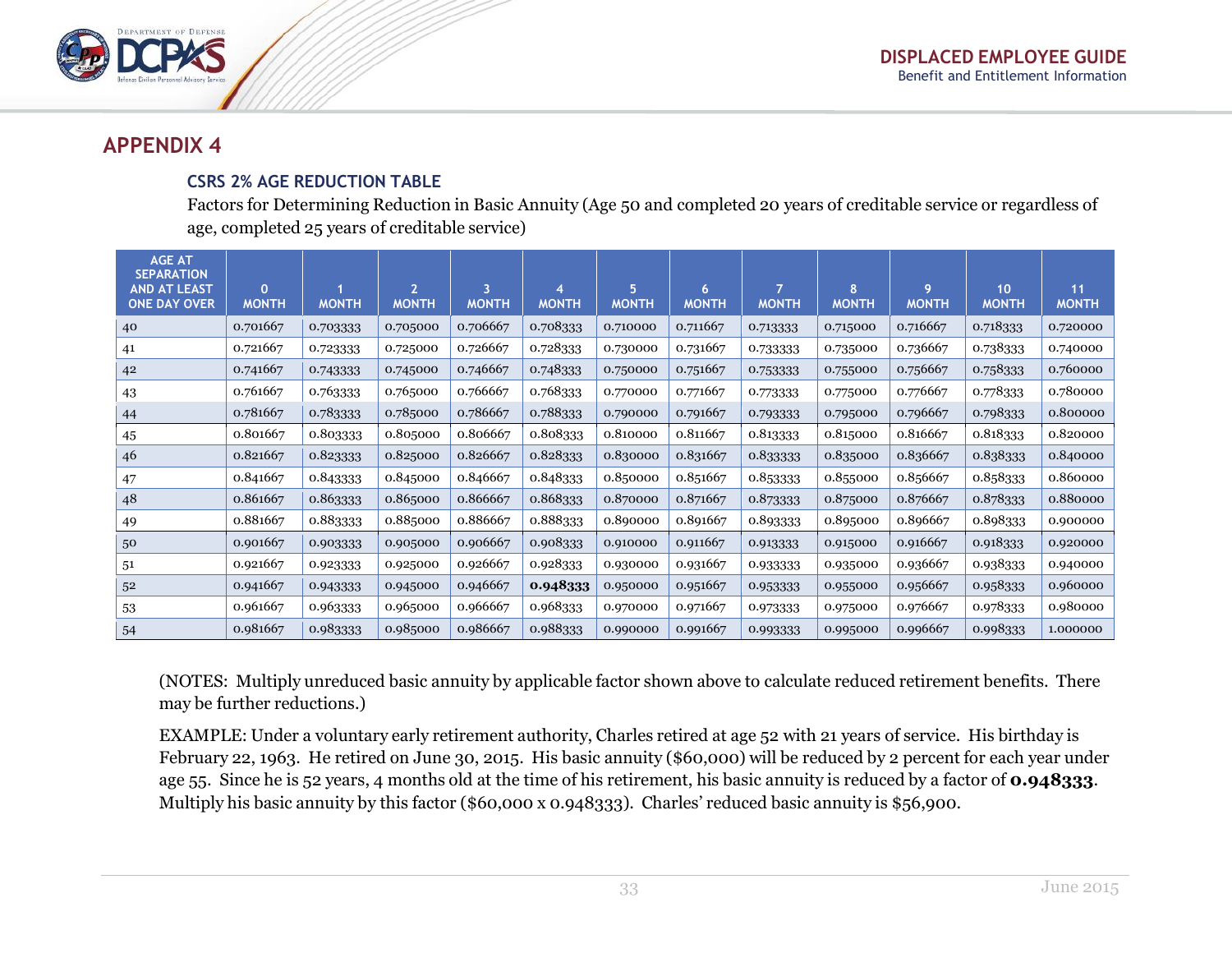## APPENDIX 4

### CSRS 2% AGE REDUCTION TABLE

Factors for Determining Reduction in Basic Annuity (Age 50 and completed 20 years of creditable service or regardless of age, completed 25 years of creditable service)

| AGE AT SEPARATION AND AT LEAST ONE DAY OVER | 0 MONTH | 1 MONTH | 2 MONTH | 3 MONTH | 4 MONTH | 5 MONTH | 6 MONTH | 7 MONTH | 8 MONTH | 9 MONTH | 10 MONTH | 11 MONTH |
|---|---|---|---|---|---|---|---|---|---|---|---|---|
| 40 | 0.701667 | 0.703333 | 0.705000 | 0.706667 | 0.708333 | 0.710000 | 0.711667 | 0.713333 | 0.715000 | 0.716667 | 0.718333 | 0.720000 |
| 41 | 0.721667 | 0.723333 | 0.725000 | 0.726667 | 0.728333 | 0.730000 | 0.731667 | 0.733333 | 0.735000 | 0.736667 | 0.738333 | 0.740000 |
| 42 | 0.741667 | 0.743333 | 0.745000 | 0.746667 | 0.748333 | 0.750000 | 0.751667 | 0.753333 | 0.755000 | 0.756667 | 0.758333 | 0.760000 |
| 43 | 0.761667 | 0.763333 | 0.765000 | 0.766667 | 0.768333 | 0.770000 | 0.771667 | 0.773333 | 0.775000 | 0.776667 | 0.778333 | 0.780000 |
| 44 | 0.781667 | 0.783333 | 0.785000 | 0.786667 | 0.788333 | 0.790000 | 0.791667 | 0.793333 | 0.795000 | 0.796667 | 0.798333 | 0.800000 |
| 45 | 0.801667 | 0.803333 | 0.805000 | 0.806667 | 0.808333 | 0.810000 | 0.811667 | 0.813333 | 0.815000 | 0.816667 | 0.818333 | 0.820000 |
| 46 | 0.821667 | 0.823333 | 0.825000 | 0.826667 | 0.828333 | 0.830000 | 0.831667 | 0.833333 | 0.835000 | 0.836667 | 0.838333 | 0.840000 |
| 47 | 0.841667 | 0.843333 | 0.845000 | 0.846667 | 0.848333 | 0.850000 | 0.851667 | 0.853333 | 0.855000 | 0.856667 | 0.858333 | 0.860000 |
| 48 | 0.861667 | 0.863333 | 0.865000 | 0.866667 | 0.868333 | 0.870000 | 0.871667 | 0.873333 | 0.875000 | 0.876667 | 0.878333 | 0.880000 |
| 49 | 0.881667 | 0.883333 | 0.885000 | 0.886667 | 0.888333 | 0.890000 | 0.891667 | 0.893333 | 0.895000 | 0.896667 | 0.898333 | 0.900000 |
| 50 | 0.901667 | 0.903333 | 0.905000 | 0.906667 | 0.908333 | 0.910000 | 0.911667 | 0.913333 | 0.915000 | 0.916667 | 0.918333 | 0.920000 |
| 51 | 0.921667 | 0.923333 | 0.925000 | 0.926667 | 0.928333 | 0.930000 | 0.931667 | 0.933333 | 0.935000 | 0.936667 | 0.938333 | 0.940000 |
| 52 | 0.941667 | 0.943333 | 0.945000 | 0.946667 | **0.948333** | 0.950000 | 0.951667 | 0.953333 | 0.955000 | 0.956667 | 0.958333 | 0.960000 |
| 53 | 0.961667 | 0.963333 | 0.965000 | 0.966667 | 0.968333 | 0.970000 | 0.971667 | 0.973333 | 0.975000 | 0.976667 | 0.978333 | 0.980000 |
| 54 | 0.981667 | 0.983333 | 0.985000 | 0.986667 | 0.988333 | 0.990000 | 0.991667 | 0.993333 | 0.995000 | 0.996667 | 0.998333 | 1.000000 |

(NOTES: Multiply unreduced basic annuity by applicable factor shown above to calculate reduced retirement benefits. There may be further reductions.)

EXAMPLE: Under a voluntary early retirement authority, Charles retired at age 52 with 21 years of service. His birthday is February 22, 1963. He retired on June 30, 2015. His basic annuity ($60,000) will be reduced by 2 percent for each year under age 55. Since he is 52 years, 4 months old at the time of his retirement, his basic annuity is reduced by a factor of **0.948333**. Multiply his basic annuity by this factor ($60,000 x 0.948333). Charles' reduced basic annuity is $56,900.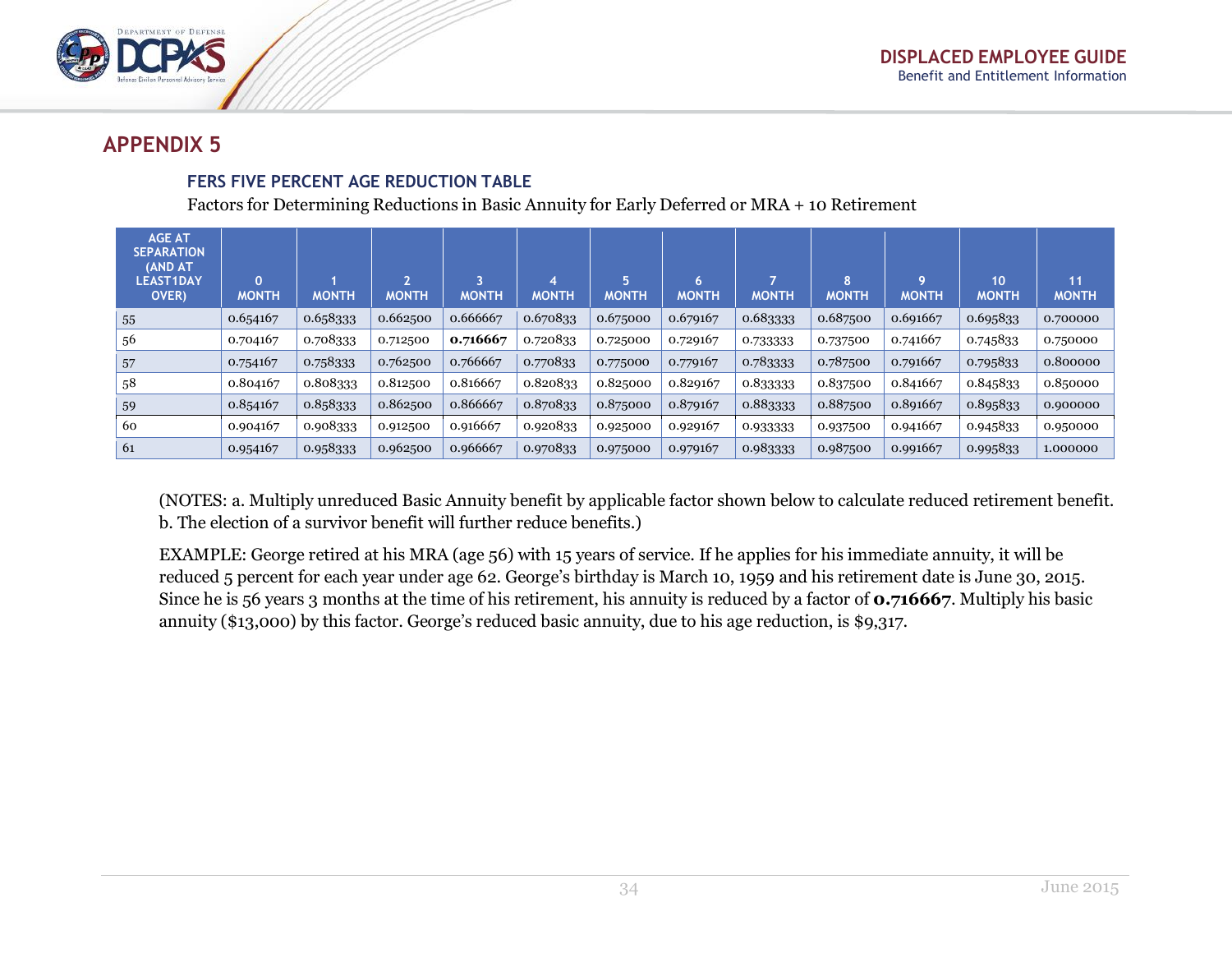## APPENDIX 5

### FERS FIVE PERCENT AGE REDUCTION TABLE

Factors for Determining Reductions in Basic Annuity for Early Deferred or MRA + 10 Retirement

| AGE AT SEPARATION (AND AT LEAST 1 DAY OVER) | 0 MONTH | 1 MONTH | 2 MONTH | 3 MONTH | 4 MONTH | 5 MONTH | 6 MONTH | 7 MONTH | 8 MONTH | 9 MONTH | 10 MONTH | 11 MONTH |
|---|---|---|---|---|---|---|---|---|---|---|---|---|
| 55 | 0.654167 | 0.658333 | 0.662500 | 0.666667 | 0.670833 | 0.675000 | 0.679167 | 0.683333 | 0.687500 | 0.691667 | 0.695833 | 0.700000 |
| 56 | 0.704167 | 0.708333 | 0.712500 | **0.716667** | 0.720833 | 0.725000 | 0.729167 | 0.733333 | 0.737500 | 0.741667 | 0.745833 | 0.750000 |
| 57 | 0.754167 | 0.758333 | 0.762500 | 0.766667 | 0.770833 | 0.775000 | 0.779167 | 0.783333 | 0.787500 | 0.791667 | 0.795833 | 0.800000 |
| 58 | 0.804167 | 0.808333 | 0.812500 | 0.816667 | 0.820833 | 0.825000 | 0.829167 | 0.833333 | 0.837500 | 0.841667 | 0.845833 | 0.850000 |
| 59 | 0.854167 | 0.858333 | 0.862500 | 0.866667 | 0.870833 | 0.875000 | 0.879167 | 0.883333 | 0.887500 | 0.891667 | 0.895833 | 0.900000 |
| 60 | 0.904167 | 0.908333 | 0.912500 | 0.916667 | 0.920833 | 0.925000 | 0.929167 | 0.933333 | 0.937500 | 0.941667 | 0.945833 | 0.950000 |
| 61 | 0.954167 | 0.958333 | 0.962500 | 0.966667 | 0.970833 | 0.975000 | 0.979167 | 0.983333 | 0.987500 | 0.991667 | 0.995833 | 1.000000 |

(NOTES: a. Multiply unreduced Basic Annuity benefit by applicable factor shown below to calculate reduced retirement benefit. b. The election of a survivor benefit will further reduce benefits.)

EXAMPLE: George retired at his MRA (age 56) with 15 years of service. If he applies for his immediate annuity, it will be reduced 5 percent for each year under age 62. George's birthday is March 10, 1959 and his retirement date is June 30, 2015. Since he is 56 years 3 months at the time of his retirement, his annuity is reduced by a factor of **0.716667**. Multiply his basic annuity ($13,000) by this factor. George's reduced basic annuity, due to his age reduction, is $9,317.